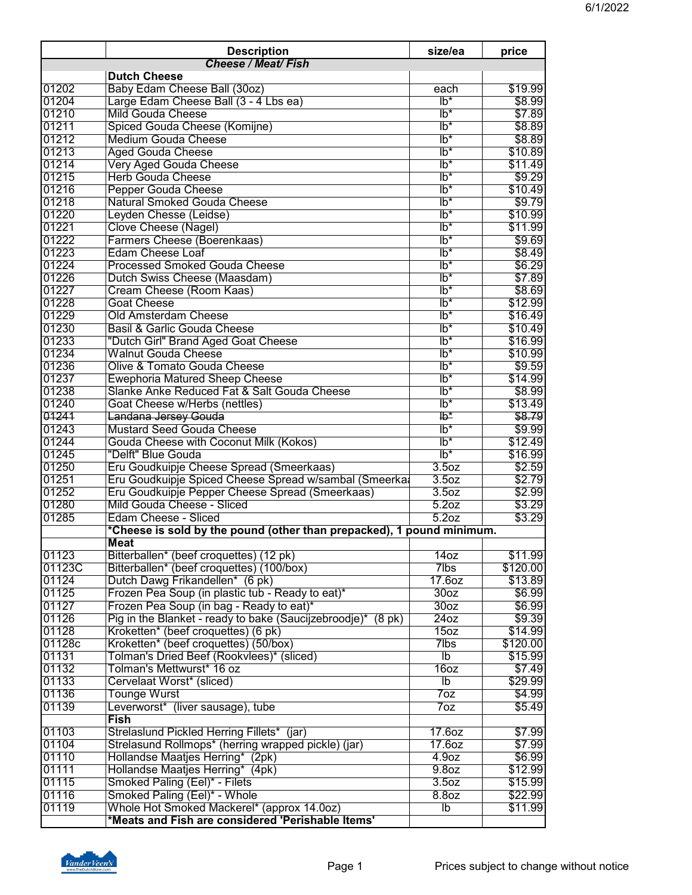6/1/2022

| | Description | size/ea | price |
|---|---|---|---|
| | ***Cheese / Meat/ Fish*** | | |
| | **Dutch Cheese** | | |
| 01202 | Baby Edam Cheese Ball (30oz) | each | $19.99 |
| 01204 | Large Edam Cheese Ball (3 - 4 Lbs ea) | lb* | $8.99 |
| 01210 | Mild Gouda Cheese | lb* | $7.89 |
| 01211 | Spiced Gouda Cheese (Komijne) | lb* | $8.89 |
| 01212 | Medium Gouda Cheese | lb* | $8.89 |
| 01213 | Aged Gouda Cheese | lb* | $10.89 |
| 01214 | Very Aged Gouda Cheese | lb* | $11.49 |
| 01215 | Herb Gouda Cheese | lb* | $9.29 |
| 01216 | Pepper Gouda Cheese | lb* | $10.49 |
| 01218 | Natural Smoked Gouda Cheese | lb* | $9.79 |
| 01220 | Leyden Chesse (Leidse) | lb* | $10.99 |
| 01221 | Clove Cheese (Nagel) | lb* | $11.99 |
| 01222 | Farmers Cheese (Boerenkaas) | lb* | $9.69 |
| 01223 | Edam Cheese Loaf | lb* | $8.49 |
| 01224 | Processed Smoked Gouda Cheese | lb* | $6.29 |
| 01226 | Dutch Swiss Cheese (Maasdam) | lb* | $7.89 |
| 01227 | Cream Cheese (Room Kaas) | lb* | $8.69 |
| 01228 | Goat Cheese | lb* | $12.99 |
| 01229 | Old Amsterdam Cheese | lb* | $16.49 |
| 01230 | Basil & Garlic Gouda Cheese | lb* | $10.49 |
| 01233 | "Dutch Girl" Brand Aged Goat Cheese | lb* | $16.99 |
| 01234 | Walnut Gouda Cheese | lb* | $10.99 |
| 01236 | Olive & Tomato Gouda Cheese | lb* | $9.59 |
| 01237 | Ewephoria Matured Sheep Cheese | lb* | $14.99 |
| 01238 | Slanke Anke Reduced Fat & Salt Gouda Cheese | lb* | $8.99 |
| 01240 | Goat Cheese w/Herbs (nettles) | lb* | $13.49 |
| ~~01241~~ | ~~Landana Jersey Gouda~~ | ~~lb*~~ | ~~$8.79~~ |
| 01243 | Mustard Seed Gouda Cheese | lb* | $9.99 |
| 01244 | Gouda Cheese with Coconut Milk (Kokos) | lb* | $12.49 |
| 01245 | "Delft" Blue Gouda | lb* | $16.99 |
| 01250 | Eru Goudkuipje Cheese Spread (Smeerkaas) | 3.5oz | $2.59 |
| 01251 | Eru Goudkuipje Spiced Cheese Spread w/sambal (Smeerka | 3.5oz | $2.79 |
| 01252 | Eru Goudkuipje Pepper Cheese Spread (Smeerkaas) | 3.5oz | $2.99 |
| 01280 | Mild Gouda Cheese - Sliced | 5.2oz | $3.29 |
| 01285 | Edam Cheese - Sliced | 5.2oz | $3.29 |
| | ***Cheese is sold by the pound (other than prepacked), 1 pound minimum.** | | |
| | **Meat** | | |
| 01123 | Bitterballen* (beef croquettes) (12 pk) | 14oz | $11.99 |
| 01123C | Bitterballen* (beef croquettes) (100/box) | 7lbs | $120.00 |
| 01124 | Dutch Dawg Frikandellen* (6 pk) | 17.6oz | $13.89 |
| 01125 | Frozen Pea Soup (in plastic tub - Ready to eat)* | 30oz | $6.99 |
| 01127 | Frozen Pea Soup (in bag - Ready to eat)* | 30oz | $6.99 |
| 01126 | Pig in the Blanket - ready to bake (Saucijzebroodje)* (8 pk) | 24oz | $9.39 |
| 01128 | Kroketten* (beef croquettes) (6 pk) | 15oz | $14.99 |
| 01128c | Kroketten* (beef croquettes) (50/box) | 7lbs | $120.00 |
| 01131 | Tolman's Dried Beef (Rookvlees)* (sliced) | lb | $15.99 |
| 01132 | Tolman's Mettwurst* 16 oz | 16oz | $7.49 |
| 01133 | Cervelaat Worst* (sliced) | lb | $29.99 |
| 01136 | Tounge Wurst | 7oz | $4.99 |
| 01139 | Leverworst* (liver sausage), tube | 7oz | $5.49 |
| | **Fish** | | |
| 01103 | Strelaslund Pickled Herring Fillets* (jar) | 17.6oz | $7.99 |
| 01104 | Strelasund Rollmops* (herring wrapped pickle) (jar) | 17.6oz | $7.99 |
| 01110 | Hollandse Maatjes Herring* (2pk) | 4.9oz | $6.99 |
| 01111 | Hollandse Maatjes Herring* (4pk) | 9.8oz | $12.99 |
| 01115 | Smoked Paling (Eel)* - Filets | 3.5oz | $15.99 |
| 01116 | Smoked Paling (Eel)* - Whole | 8.8oz | $22.99 |
| 01119 | Whole Hot Smoked Mackerel* (approx 14.0oz) | lb | $11.99 |
| | ***Meats and Fish are considered 'Perishable Items'** | | |

Prices subject to change without notice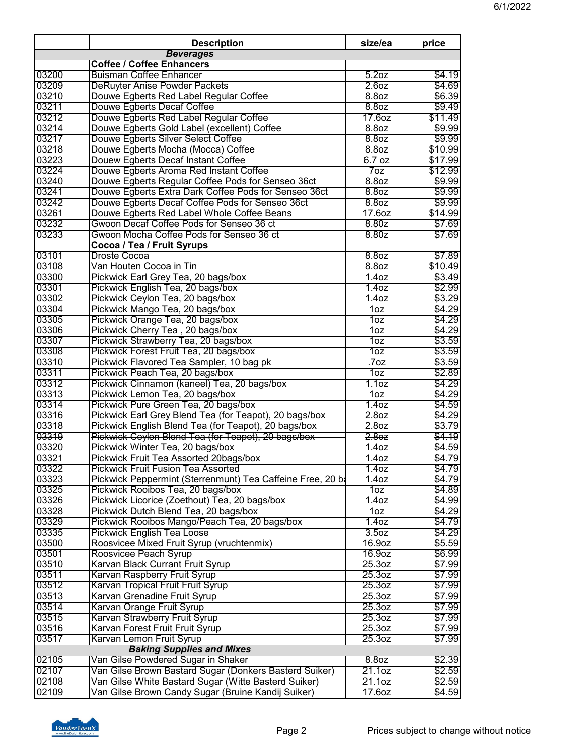|  | Description | size/ea | price |
|---|---|---|---|
|  | ***Beverages*** |  |  |
|  | **Coffee / Coffee Enhancers** |  |  |
| 03200 | Buisman Coffee Enhancer | 5.2oz | $4.19 |
| 03209 | DeRuyter Anise Powder Packets | 2.6oz | $4.69 |
| 03210 | Douwe Egberts Red Label Regular Coffee | 8.8oz | $6.39 |
| 03211 | Douwe Egberts Decaf Coffee | 8.8oz | $9.49 |
| 03212 | Douwe Egberts Red Label Regular Coffee | 17.6oz | $11.49 |
| 03214 | Douwe Egberts Gold Label (excellent) Coffee | 8.8oz | $9.99 |
| 03217 | Douwe Egberts Silver Select Coffee | 8.8oz | $9.99 |
| 03218 | Douwe Egberts Mocha (Mocca) Coffee | 8.8oz | $10.99 |
| 03223 | Douew Egberts Decaf Instant Coffee | 6.7 oz | $17.99 |
| 03224 | Douwe Egberts Aroma Red Instant Coffee | 7oz | $12.99 |
| 03240 | Douwe Egberts Regular Coffee Pods for Senseo 36ct | 8.8oz | $9.99 |
| 03241 | Douwe Egberts Extra Dark Coffee Pods for Senseo 36ct | 8.8oz | $9.99 |
| 03242 | Douwe Egberts Decaf Coffee Pods for Senseo 36ct | 8.8oz | $9.99 |
| 03261 | Douwe Egberts Red Label Whole Coffee Beans | 17.6oz | $14.99 |
| 03232 | Gwoon Decaf Coffee Pods for Senseo 36 ct | 8.80z | $7.69 |
| 03233 | Gwoon Mocha Coffee Pods for Senseo 36 ct | 8.80z | $7.69 |
|  | **Cocoa / Tea / Fruit Syrups** |  |  |
| 03101 | Droste Cocoa | 8.8oz | $7.89 |
| 03108 | Van Houten Cocoa in Tin | 8.8oz | $10.49 |
| 03300 | Pickwick Earl Grey Tea, 20 bags/box | 1.4oz | $3.49 |
| 03301 | Pickwick English Tea, 20 bags/box | 1.4oz | $2.99 |
| 03302 | Pickwick Ceylon Tea, 20 bags/box | 1.4oz | $3.29 |
| 03304 | Pickwick Mango Tea, 20 bags/box | 1oz | $4.29 |
| 03305 | Pickwick Orange Tea, 20 bags/box | 1oz | $4.29 |
| 03306 | Pickwick Cherry Tea , 20 bags/box | 1oz | $4.29 |
| 03307 | Pickwick Strawberry Tea, 20 bags/box | 1oz | $3.59 |
| 03308 | Pickwick Forest Fruit Tea, 20 bags/box | 1oz | $3.59 |
| 03310 | Pickwick Flavored Tea Sampler, 10 bag pk | .7oz | $3.59 |
| 03311 | Pickwick Peach Tea, 20 bags/box | 1oz | $2.89 |
| 03312 | Pickwick Cinnamon (kaneel) Tea, 20 bags/box | 1.1oz | $4.29 |
| 03313 | Pickwick Lemon Tea, 20 bags/box | 1oz | $4.29 |
| 03314 | Pickwick Pure Green Tea, 20 bags/box | 1.4oz | $4.59 |
| 03316 | Pickwick Earl Grey Blend Tea (for Teapot), 20 bags/box | 2.8oz | $4.29 |
| 03318 | Pickwick English Blend Tea (for Teapot), 20 bags/box | 2.8oz | $3.79 |
| ~~03319~~ | ~~Pickwick Ceylon Blend Tea (for Teapot), 20 bags/box~~ | ~~2.8oz~~ | ~~$4.19~~ |
| 03320 | Pickwick Winter Tea, 20 bags/box | 1.4oz | $4.59 |
| 03321 | Pickwick Fruit Tea Assorted 20bags/box | 1.4oz | $4.79 |
| 03322 | Pickwick Fruit Fusion Tea Assorted | 1.4oz | $4.79 |
| 03323 | Pickwick Peppermint (Sterrenmunt) Tea Caffeine Free, 20 ba | 1.4oz | $4.79 |
| 03325 | Pickwick Rooibos Tea, 20 bags/box | 1oz | $4.89 |
| 03326 | Pickwick Licorice (Zoethout) Tea, 20 bags/box | 1.4oz | $4.99 |
| 03328 | Pickwick Dutch Blend Tea, 20 bags/box | 1oz | $4.29 |
| 03329 | Pickwick Rooibos Mango/Peach Tea, 20 bags/box | 1.4oz | $4.79 |
| 03335 | Pickwick English Tea Loose | 3.5oz | $4.29 |
| 03500 | Roosvicee Mixed Fruit Syrup (vruchtenmix) | 16.9oz | $5.59 |
| ~~03501~~ | ~~Roosvicee Peach Syrup~~ | ~~16.9oz~~ | ~~$6.99~~ |
| 03510 | Karvan Black Currant Fruit Syrup | 25.3oz | $7.99 |
| 03511 | Karvan Raspberry Fruit Syrup | 25.3oz | $7.99 |
| 03512 | Karvan Tropical Fruit Fruit Syrup | 25.3oz | $7.99 |
| 03513 | Karvan Grenadine Fruit Syrup | 25.3oz | $7.99 |
| 03514 | Karvan Orange Fruit Syrup | 25.3oz | $7.99 |
| 03515 | Karvan Strawberry Fruit Syrup | 25.3oz | $7.99 |
| 03516 | Karvan Forest Fruit Fruit Syrup | 25.3oz | $7.99 |
| 03517 | Karvan Lemon Fruit Syrup | 25.3oz | $7.99 |
|  | ***Baking Supplies and Mixes*** |  |  |
| 02105 | Van Gilse Powdered Sugar in Shaker | 8.8oz | $2.39 |
| 02107 | Van Gilse Brown Bastard Sugar (Donkers Basterd Suiker) | 21.1oz | $2.59 |
| 02108 | Van Gilse White Bastard Sugar (Witte Basterd Suiker) | 21.1oz | $2.59 |
| 02109 | Van Gilse Brown Candy Sugar (Bruine Kandij Suiker) | 17.6oz | $4.59 |

Prices subject to change without notice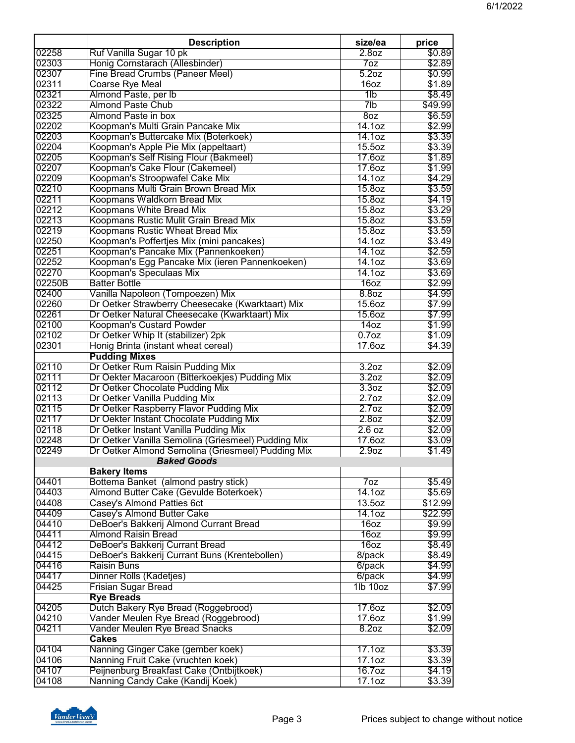6/1/2022

| | Description | size/ea | price |
|---|---|---|---|
| 02258 | Ruf Vanilla Sugar 10 pk | 2.8oz | $0.89 |
| 02303 | Honig Cornstarach (Allesbinder) | 7oz | $2.89 |
| 02307 | Fine Bread Crumbs (Paneer Meel) | 5.2oz | $0.99 |
| 02311 | Coarse Rye Meal | 16oz | $1.89 |
| 02321 | Almond Paste, per lb | 1lb | $8.49 |
| 02322 | Almond Paste Chub | 7lb | $49.99 |
| 02325 | Almond Paste in box | 8oz | $6.59 |
| 02202 | Koopman's Multi Grain Pancake Mix | 14.1oz | $2.99 |
| 02203 | Koopman's Buttercake Mix (Boterkoek) | 14.1oz | $3.39 |
| 02204 | Koopman's Apple Pie Mix (appeltaart) | 15.5oz | $3.39 |
| 02205 | Koopman's Self Rising Flour (Bakmeel) | 17.6oz | $1.89 |
| 02207 | Koopman's Cake Flour (Cakemeel) | 17.6oz | $1.99 |
| 02209 | Koopman's Stroopwafel Cake Mix | 14.1oz | $4.29 |
| 02210 | Koopmans Multi Grain Brown Bread Mix | 15.8oz | $3.59 |
| 02211 | Koopmans Waldkorn Bread Mix | 15.8oz | $4.19 |
| 02212 | Koopmans White Bread Mix | 15.8oz | $3.29 |
| 02213 | Koopmans Rustic Mulit Grain Bread Mix | 15.8oz | $3.59 |
| 02219 | Koopmans Rustic Wheat Bread Mix | 15.8oz | $3.59 |
| 02250 | Koopman's Poffertjes Mix (mini pancakes) | 14.1oz | $3.49 |
| 02251 | Koopman's Pancake Mix (Pannenkoeken) | 14.1oz | $2.59 |
| 02252 | Koopman's Egg Pancake Mix (ieren Pannenkoeken) | 14.1oz | $3.69 |
| 02270 | Koopman's Speculaas Mix | 14.1oz | $3.69 |
| 02250B | Batter Bottle | 16oz | $2.99 |
| 02400 | Vanilla Napoleon (Tompoezen) Mix | 8.8oz | $4.99 |
| 02260 | Dr Oetker Strawberry Cheesecake (Kwarktaart) Mix | 15.6oz | $7.99 |
| 02261 | Dr Oetker Natural Cheesecake (Kwarktaart) Mix | 15.6oz | $7.99 |
| 02100 | Koopman's Custard Powder | 14oz | $1.99 |
| 02102 | Dr Oetker Whip It (stabilizer) 2pk | 0.7oz | $1.09 |
| 02301 | Honig Brinta (instant wheat cereal) | 17.6oz | $4.39 |
| | **Pudding Mixes** | | |
| 02110 | Dr Oetker Rum Raisin Pudding Mix | 3.2oz | $2.09 |
| 02111 | Dr Oekter Macaroon (Bitterkoekjes) Pudding Mix | 3.2oz | $2.09 |
| 02112 | Dr Oetker Chocolate Pudding Mix | 3.3oz | $2.09 |
| 02113 | Dr Oetker Vanilla Pudding Mix | 2.7oz | $2.09 |
| 02115 | Dr Oetker Raspberry Flavor Pudding Mix | 2.7oz | $2.09 |
| 02117 | Dr Oekter Instant Chocolate Pudding Mix | 2.8oz | $2.09 |
| 02118 | Dr Oetker Instant Vanilla Pudding Mix | 2.6 oz | $2.09 |
| 02248 | Dr Oetker Vanilla Semolina (Griesmeel) Pudding Mix | 17.6oz | $3.09 |
| 02249 | Dr Oetker Almond Semolina (Griesmeel) Pudding Mix | 2.9oz | $1.49 |
| | ***Baked Goods*** | | |
| | **Bakery Items** | | |
| 04401 | Bottema Banket (almond pastry stick) | 7oz | $5.49 |
| 04403 | Almond Butter Cake (Gevulde Boterkoek) | 14.1oz | $5.69 |
| 04408 | Casey's Almond Patties 6ct | 13.5oz | $12.99 |
| 04409 | Casey's Almond Butter Cake | 14.1oz | $22.99 |
| 04410 | DeBoer's Bakkerij Almond Currant Bread | 16oz | $9.99 |
| 04411 | Almond Raisin Bread | 16oz | $9.99 |
| 04412 | DeBoer's Bakkerij Currant Bread | 16oz | $8.49 |
| 04415 | DeBoer's Bakkerij Currant Buns (Krentebollen) | 8/pack | $8.49 |
| 04416 | Raisin Buns | 6/pack | $4.99 |
| 04417 | Dinner Rolls (Kadetjes) | 6/pack | $4.99 |
| 04425 | Frisian Sugar Bread | 1lb 10oz | $7.99 |
| | **Rye Breads** | | |
| 04205 | Dutch Bakery Rye Bread (Roggebrood) | 17.6oz | $2.09 |
| 04210 | Vander Meulen Rye Bread (Roggebrood) | 17.6oz | $1.99 |
| 04211 | Vander Meulen Rye Bread Snacks | 8.2oz | $2.09 |
| | **Cakes** | | |
| 04104 | Nanning Ginger Cake (gember koek) | 17.1oz | $3.39 |
| 04106 | Nanning Fruit Cake (vruchten koek) | 17.1oz | $3.39 |
| 04107 | Peijnenburg Breakfast Cake (Ontbijtkoek) | 16.7oz | $4.19 |
| 04108 | Nanning Candy Cake (Kandij Koek) | 17.1oz | $3.39 |

Prices subject to change without notice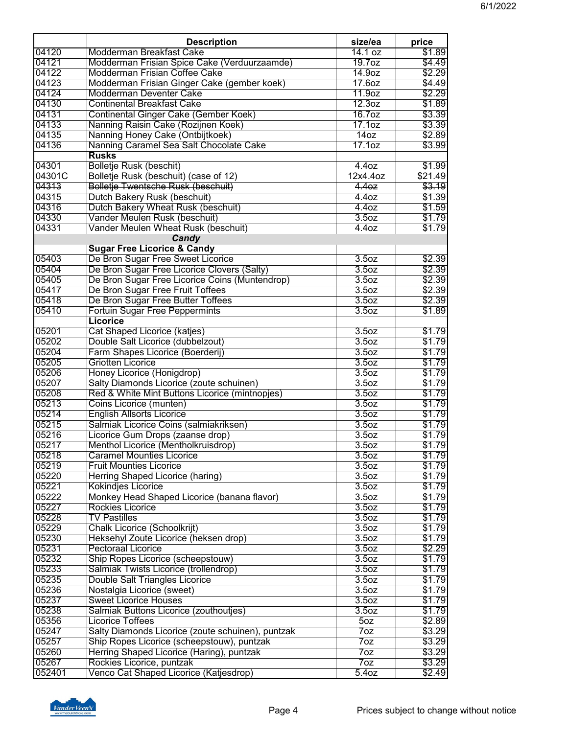| | Description | size/ea | price |
|---|---|---|---|
| 04120 | Modderman Breakfast Cake | 14.1 oz | $1.89 |
| 04121 | Modderman Frisian Spice Cake (Verduurzaamde) | 19.7oz | $4.49 |
| 04122 | Modderman Frisian Coffee Cake | 14.9oz | $2.29 |
| 04123 | Modderman Frisian Ginger Cake (gember koek) | 17.6oz | $4.49 |
| 04124 | Modderman Deventer Cake | 11.9oz | $2.29 |
| 04130 | Continental Breakfast Cake | 12.3oz | $1.89 |
| 04131 | Continental Ginger Cake (Gember Koek) | 16.7oz | $3.39 |
| 04133 | Nanning Raisin Cake (Rozijnen Koek) | 17.1oz | $3.39 |
| 04135 | Nanning Honey Cake (Ontbijtkoek) | 14oz | $2.89 |
| 04136 | Nanning Caramel Sea Salt Chocolate Cake | 17.1oz | $3.99 |
| | **Rusks** | | |
| 04301 | Bolletje Rusk (beschit) | 4.4oz | $1.99 |
| 04301C | Bolletje Rusk (beschuit) (case of 12) | 12x4.4oz | $21.49 |
| ~~04313~~ | ~~Bolletje Twentsche Rusk (beschuit)~~ | ~~4.4oz~~ | ~~$3.19~~ |
| 04315 | Dutch Bakery Rusk (beschuit) | 4.4oz | $1.39 |
| 04316 | Dutch Bakery Wheat Rusk (beschuit) | 4.4oz | $1.59 |
| 04330 | Vander Meulen Rusk (beschuit) | 3.5oz | $1.79 |
| 04331 | Vander Meulen Wheat Rusk (beschuit) | 4.4oz | $1.79 |
| | ***Candy*** | | |
| | **Sugar Free Licorice & Candy** | | |
| 05403 | De Bron Sugar Free Sweet Licorice | 3.5oz | $2.39 |
| 05404 | De Bron Sugar Free Licorice Clovers (Salty) | 3.5oz | $2.39 |
| 05405 | De Bron Sugar Free Licorice Coins (Muntendrop) | 3.5oz | $2.39 |
| 05417 | De Bron Sugar Free Fruit Toffees | 3.5oz | $2.39 |
| 05418 | De Bron Sugar Free Butter Toffees | 3.5oz | $2.39 |
| 05410 | Fortuin Sugar Free Peppermints | 3.5oz | $1.89 |
| | **Licorice** | | |
| 05201 | Cat Shaped Licorice (katjes) | 3.5oz | $1.79 |
| 05202 | Double Salt Licorice (dubbelzout) | 3.5oz | $1.79 |
| 05204 | Farm Shapes Licorice (Boerderij) | 3.5oz | $1.79 |
| 05205 | Griotten Licorice | 3.5oz | $1.79 |
| 05206 | Honey Licorice (Honigdrop) | 3.5oz | $1.79 |
| 05207 | Salty Diamonds Licorice (zoute schuinen) | 3.5oz | $1.79 |
| 05208 | Red & White Mint Buttons Licorice (mintnopjes) | 3.5oz | $1.79 |
| 05213 | Coins Licorice (munten) | 3.5oz | $1.79 |
| 05214 | English Allsorts Licorice | 3.5oz | $1.79 |
| 05215 | Salmiak Licorice Coins (salmiakriksen) | 3.5oz | $1.79 |
| 05216 | Licorice Gum Drops (zaanse drop) | 3.5oz | $1.79 |
| 05217 | Menthol Licorice (Mentholkruisdrop) | 3.5oz | $1.79 |
| 05218 | Caramel Mounties Licorice | 3.5oz | $1.79 |
| 05219 | Fruit Mounties Licorice | 3.5oz | $1.79 |
| 05220 | Herring Shaped Licorice (haring) | 3.5oz | $1.79 |
| 05221 | Kokindjes Licorice | 3.5oz | $1.79 |
| 05222 | Monkey Head Shaped Licorice (banana flavor) | 3.5oz | $1.79 |
| 05227 | Rockies Licorice | 3.5oz | $1.79 |
| 05228 | TV Pastilles | 3.5oz | $1.79 |
| 05229 | Chalk Licorice (Schoolkrijt) | 3.5oz | $1.79 |
| 05230 | Heksehyl Zoute Licorice (heksen drop) | 3.5oz | $1.79 |
| 05231 | Pectoraal Licorice | 3.5oz | $2.29 |
| 05232 | Ship Ropes Licorice (scheepstouw) | 3.5oz | $1.79 |
| 05233 | Salmiak Twists Licorice (trollendrop) | 3.5oz | $1.79 |
| 05235 | Double Salt Triangles Licorice | 3.5oz | $1.79 |
| 05236 | Nostalgia Licorice (sweet) | 3.5oz | $1.79 |
| 05237 | Sweet Licorice Houses | 3.5oz | $1.79 |
| 05238 | Salmiak Buttons Licorice (zouthoutjes) | 3.5oz | $1.79 |
| 05356 | Licorice Toffees | 5oz | $2.89 |
| 05247 | Salty Diamonds Licorice (zoute schuinen), puntzak | 7oz | $3.29 |
| 05257 | Ship Ropes Licorice (scheepstouw), puntzak | 7oz | $3.29 |
| 05260 | Herring Shaped Licorice (Haring), puntzak | 7oz | $3.29 |
| 05267 | Rockies Licorice, puntzak | 7oz | $3.29 |
| 052401 | Venco Cat Shaped Licorice (Katjesdrop) | 5.4oz | $2.49 |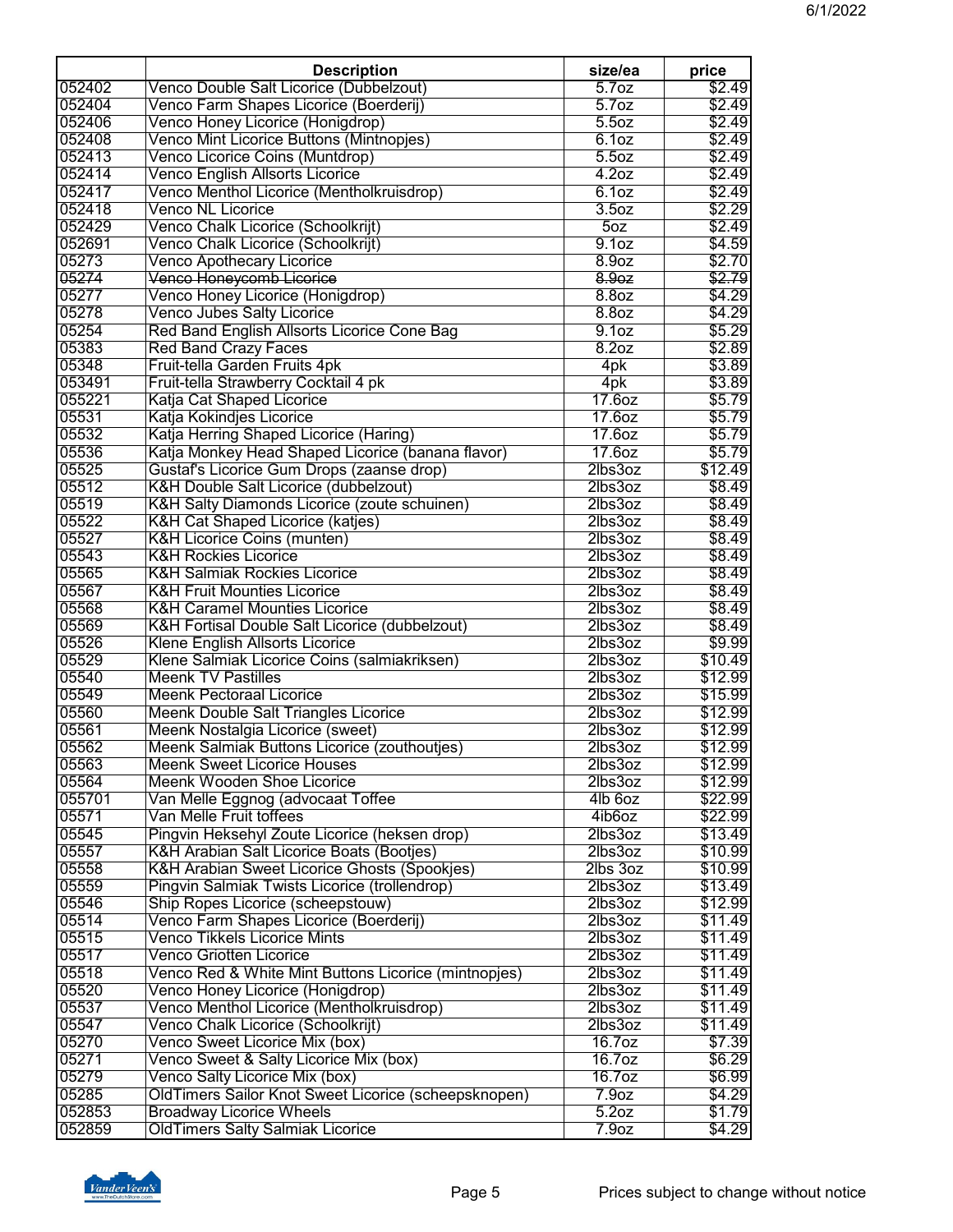6/1/2022

| | Description | size/ea | price |
|---|---|---|---|
| 052402 | Venco Double Salt Licorice (Dubbelzout) | 5.7oz | $2.49 |
| 052404 | Venco Farm Shapes Licorice (Boerderij) | 5.7oz | $2.49 |
| 052406 | Venco Honey Licorice (Honigdrop) | 5.5oz | $2.49 |
| 052408 | Venco Mint Licorice Buttons (Mintnopjes) | 6.1oz | $2.49 |
| 052413 | Venco Licorice Coins (Muntdrop) | 5.5oz | $2.49 |
| 052414 | Venco English Allsorts Licorice | 4.2oz | $2.49 |
| 052417 | Venco Menthol Licorice (Mentholkruisdrop) | 6.1oz | $2.49 |
| 052418 | Venco NL Licorice | 3.5oz | $2.29 |
| 052429 | Venco Chalk Licorice (Schoolkrijt) | 5oz | $2.49 |
| 052691 | Venco Chalk Licorice (Schoolkrijt) | 9.1oz | $4.59 |
| 05273 | Venco Apothecary Licorice | 8.9oz | $2.70 |
| ~~05274~~ | ~~Venco Honeycomb Licorice~~ | ~~8.9oz~~ | ~~$2.79~~ |
| 05277 | Venco Honey Licorice (Honigdrop) | 8.8oz | $4.29 |
| 05278 | Venco Jubes Salty Licorice | 8.8oz | $4.29 |
| 05254 | Red Band English Allsorts Licorice Cone Bag | 9.1oz | $5.29 |
| 05383 | Red Band Crazy Faces | 8.2oz | $2.89 |
| 05348 | Fruit-tella Garden Fruits 4pk | 4pk | $3.89 |
| 053491 | Fruit-tella Strawberry Cocktail 4 pk | 4pk | $3.89 |
| 055221 | Katja Cat Shaped Licorice | 17.6oz | $5.79 |
| 05531 | Katja Kokindjes Licorice | 17.6oz | $5.79 |
| 05532 | Katja Herring Shaped Licorice (Haring) | 17.6oz | $5.79 |
| 05536 | Katja Monkey Head Shaped Licorice (banana flavor) | 17.6oz | $5.79 |
| 05525 | Gustaf's Licorice Gum Drops (zaanse drop) | 2lbs3oz | $12.49 |
| 05512 | K&H Double Salt Licorice (dubbelzout) | 2lbs3oz | $8.49 |
| 05519 | K&H Salty Diamonds Licorice (zoute schuinen) | 2lbs3oz | $8.49 |
| 05522 | K&H Cat Shaped Licorice (katjes) | 2lbs3oz | $8.49 |
| 05527 | K&H Licorice Coins (munten) | 2lbs3oz | $8.49 |
| 05543 | K&H Rockies Licorice | 2lbs3oz | $8.49 |
| 05565 | K&H Salmiak Rockies Licorice | 2lbs3oz | $8.49 |
| 05567 | K&H Fruit Mounties Licorice | 2lbs3oz | $8.49 |
| 05568 | K&H Caramel Mounties Licorice | 2lbs3oz | $8.49 |
| 05569 | K&H Fortisal Double Salt Licorice (dubbelzout) | 2lbs3oz | $8.49 |
| 05526 | Klene English Allsorts Licorice | 2lbs3oz | $9.99 |
| 05529 | Klene Salmiak Licorice Coins (salmiakriksen) | 2lbs3oz | $10.49 |
| 05540 | Meenk TV Pastilles | 2lbs3oz | $12.99 |
| 05549 | Meenk Pectoraal Licorice | 2lbs3oz | $15.99 |
| 05560 | Meenk Double Salt Triangles Licorice | 2lbs3oz | $12.99 |
| 05561 | Meenk Nostalgia Licorice (sweet) | 2lbs3oz | $12.99 |
| 05562 | Meenk Salmiak Buttons Licorice (zouthoutjes) | 2lbs3oz | $12.99 |
| 05563 | Meenk Sweet Licorice Houses | 2lbs3oz | $12.99 |
| 05564 | Meenk Wooden Shoe Licorice | 2lbs3oz | $12.99 |
| 055701 | Van Melle Eggnog (advocaat Toffee | 4lb 6oz | $22.99 |
| 05571 | Van Melle Fruit toffees | 4ib6oz | $22.99 |
| 05545 | Pingvin Heksehyl Zoute Licorice (heksen drop) | 2lbs3oz | $13.49 |
| 05557 | K&H Arabian Salt Licorice Boats (Bootjes) | 2lbs3oz | $10.99 |
| 05558 | K&H Arabian Sweet Licorice Ghosts (Spookjes) | 2lbs 3oz | $10.99 |
| 05559 | Pingvin Salmiak Twists Licorice (trollendrop) | 2lbs3oz | $13.49 |
| 05546 | Ship Ropes Licorice (scheepstouw) | 2lbs3oz | $12.99 |
| 05514 | Venco Farm Shapes Licorice (Boerderij) | 2lbs3oz | $11.49 |
| 05515 | Venco Tikkels Licorice Mints | 2lbs3oz | $11.49 |
| 05517 | Venco Griotten Licorice | 2lbs3oz | $11.49 |
| 05518 | Venco Red & White Mint Buttons Licorice (mintnopjes) | 2lbs3oz | $11.49 |
| 05520 | Venco Honey Licorice (Honigdrop) | 2lbs3oz | $11.49 |
| 05537 | Venco Menthol Licorice (Mentholkruisdrop) | 2lbs3oz | $11.49 |
| 05547 | Venco Chalk Licorice (Schoolkrijt) | 2lbs3oz | $11.49 |
| 05270 | Venco Sweet Licorice Mix (box) | 16.7oz | $7.39 |
| 05271 | Venco Sweet & Salty Licorice Mix (box) | 16.7oz | $6.29 |
| 05279 | Venco Salty Licorice Mix (box) | 16.7oz | $6.99 |
| 05285 | OldTimers Sailor Knot Sweet Licorice (scheepsknopen) | 7.9oz | $4.29 |
| 052853 | Broadway Licorice Wheels | 5.2oz | $1.79 |
| 052859 | OldTimers Salty Salmiak Licorice | 7.9oz | $4.29 |

Prices subject to change without notice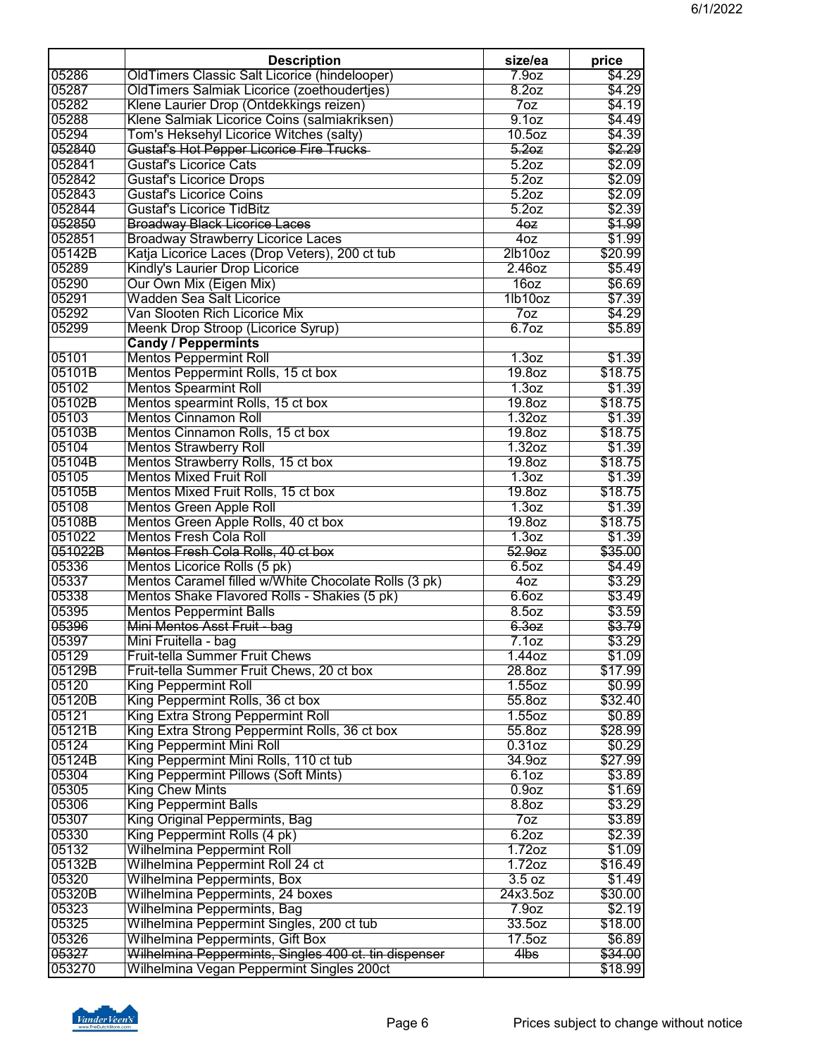| | Description | size/ea | price |
|---|---|---|---|
| 05286 | OldTimers Classic Salt Licorice (hindelooper) | 7.9oz | $4.29 |
| 05287 | OldTimers Salmiak Licorice (zoethoudertjes) | 8.2oz | $4.29 |
| 05282 | Klene Laurier Drop (Ontdekkings reizen) | 7oz | $4.19 |
| 05288 | Klene Salmiak Licorice Coins (salmiakriksen) | 9.1oz | $4.49 |
| 05294 | Tom's Heksehyl Licorice Witches (salty) | 10.5oz | $4.39 |
| ~~052840~~ | ~~Gustaf's Hot Pepper Licorice Fire Trucks~~ | ~~5.2oz~~ | ~~$2.29~~ |
| 052841 | Gustaf's Licorice Cats | 5.2oz | $2.09 |
| 052842 | Gustaf's Licorice Drops | 5.2oz | $2.09 |
| 052843 | Gustaf's Licorice Coins | 5.2oz | $2.09 |
| 052844 | Gustaf's Licorice TidBitz | 5.2oz | $2.39 |
| ~~052850~~ | ~~Broadway Black Licorice Laces~~ | ~~4oz~~ | ~~$1.99~~ |
| 052851 | Broadway Strawberry Licorice Laces | 4oz | $1.99 |
| 05142B | Katja Licorice Laces (Drop Veters), 200 ct tub | 2lb10oz | $20.99 |
| 05289 | Kindly's Laurier Drop Licorice | 2.46oz | $5.49 |
| 05290 | Our Own Mix (Eigen Mix) | 16oz | $6.69 |
| 05291 | Wadden Sea Salt Licorice | 1lb10oz | $7.39 |
| 05292 | Van Slooten Rich Licorice Mix | 7oz | $4.29 |
| 05299 | Meenk Drop Stroop (Licorice Syrup) | 6.7oz | $5.89 |
| | **Candy / Peppermints** | | |
| 05101 | Mentos Peppermint Roll | 1.3oz | $1.39 |
| 05101B | Mentos Peppermint Rolls, 15 ct box | 19.8oz | $18.75 |
| 05102 | Mentos Spearmint Roll | 1.3oz | $1.39 |
| 05102B | Mentos spearmint Rolls, 15 ct box | 19.8oz | $18.75 |
| 05103 | Mentos Cinnamon Roll | 1.32oz | $1.39 |
| 05103B | Mentos Cinnamon Rolls, 15 ct box | 19.8oz | $18.75 |
| 05104 | Mentos Strawberry Roll | 1.32oz | $1.39 |
| 05104B | Mentos Strawberry Rolls, 15 ct box | 19.8oz | $18.75 |
| 05105 | Mentos Mixed Fruit Roll | 1.3oz | $1.39 |
| 05105B | Mentos Mixed Fruit Rolls, 15 ct box | 19.8oz | $18.75 |
| 05108 | Mentos Green Apple Roll | 1.3oz | $1.39 |
| 05108B | Mentos Green Apple Rolls, 40 ct box | 19.8oz | $18.75 |
| 051022 | Mentos Fresh Cola Roll | 1.3oz | $1.39 |
| ~~051022B~~ | ~~Mentos Fresh Cola Rolls, 40 ct box~~ | ~~52.9oz~~ | ~~$35.00~~ |
| 05336 | Mentos Licorice Rolls (5 pk) | 6.5oz | $4.49 |
| 05337 | Mentos Caramel filled w/White Chocolate Rolls (3 pk) | 4oz | $3.29 |
| 05338 | Mentos Shake Flavored Rolls - Shakies (5 pk) | 6.6oz | $3.49 |
| 05395 | Mentos Peppermint Balls | 8.5oz | $3.59 |
| ~~05396~~ | ~~Mini Mentos Asst Fruit - bag~~ | ~~6.3oz~~ | ~~$3.79~~ |
| 05397 | Mini Fruitella - bag | 7.1oz | $3.29 |
| 05129 | Fruit-tella Summer Fruit Chews | 1.44oz | $1.09 |
| 05129B | Fruit-tella Summer Fruit Chews, 20 ct box | 28.8oz | $17.99 |
| 05120 | King Peppermint Roll | 1.55oz | $0.99 |
| 05120B | King Peppermint Rolls, 36 ct box | 55.8oz | $32.40 |
| 05121 | King Extra Strong Peppermint Roll | 1.55oz | $0.89 |
| 05121B | King Extra Strong Peppermint Rolls, 36 ct box | 55.8oz | $28.99 |
| 05124 | King Peppermint Mini Roll | 0.31oz | $0.29 |
| 05124B | King Peppermint Mini Rolls, 110 ct tub | 34.9oz | $27.99 |
| 05304 | King Peppermint Pillows (Soft Mints) | 6.1oz | $3.89 |
| 05305 | King Chew Mints | 0.9oz | $1.69 |
| 05306 | King Peppermint Balls | 8.8oz | $3.29 |
| 05307 | King Original Peppermints, Bag | 7oz | $3.89 |
| 05330 | King Peppermint Rolls (4 pk) | 6.2oz | $2.39 |
| 05132 | Wilhelmina Peppermint Roll | 1.72oz | $1.09 |
| 05132B | Wilhelmina Peppermint Roll 24 ct | 1.72oz | $16.49 |
| 05320 | Wilhelmina Peppermints, Box | 3.5 oz | $1.49 |
| 05320B | Wilhelmina Peppermints, 24 boxes | 24x3.5oz | $30.00 |
| 05323 | Wilhelmina Peppermints, Bag | 7.9oz | $2.19 |
| 05325 | Wilhelmina Peppermint Singles, 200 ct tub | 33.5oz | $18.00 |
| 05326 | Wilhelmina Peppermints, Gift Box | 17.5oz | $6.89 |
| ~~05327~~ | ~~Wilhelmina Peppermints, Singles 400 ct. tin dispenser~~ | ~~4lbs~~ | ~~$34.00~~ |
| 053270 | Wilhelmina Vegan Peppermint Singles 200ct | | $18.99 |

Prices subject to change without notice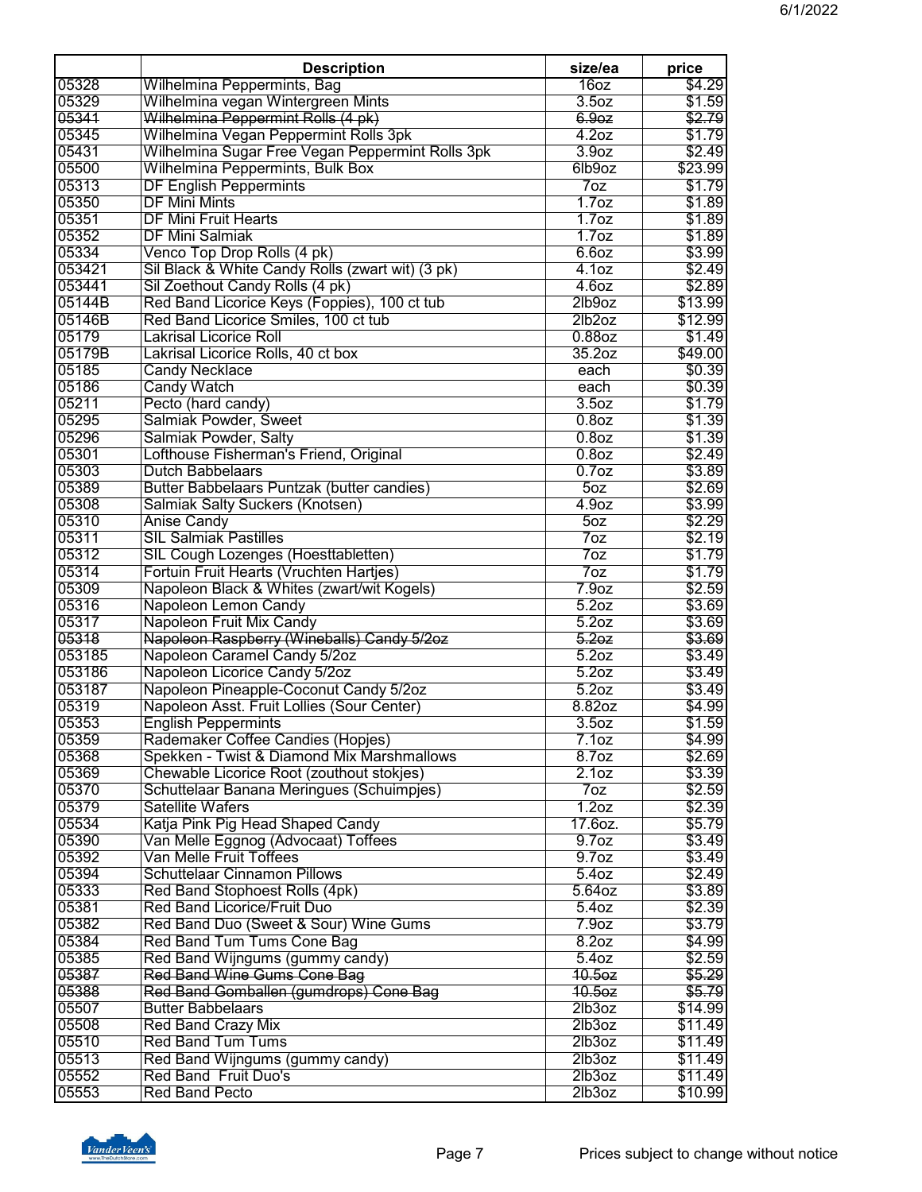|  | Description | size/ea | price |
|---|---|---|---|
| 05328 | Wilhelmina Peppermints, Bag | 16oz | $4.29 |
| 05329 | Wilhelmina vegan Wintergreen Mints | 3.5oz | $1.59 |
| ~~05341~~ | ~~Wilhelmina Peppermint Rolls (4 pk)~~ | ~~6.9oz~~ | ~~$2.79~~ |
| 05345 | Wilhelmina Vegan Peppermint Rolls 3pk | 4.2oz | $1.79 |
| 05431 | Wilhelmina Sugar Free Vegan Peppermint Rolls 3pk | 3.9oz | $2.49 |
| 05500 | Wilhelmina Peppermints, Bulk Box | 6lb9oz | $23.99 |
| 05313 | DF English Peppermints | 7oz | $1.79 |
| 05350 | DF Mini Mints | 1.7oz | $1.89 |
| 05351 | DF Mini Fruit Hearts | 1.7oz | $1.89 |
| 05352 | DF Mini Salmiak | 1.7oz | $1.89 |
| 05334 | Venco Top Drop Rolls (4 pk) | 6.6oz | $3.99 |
| 053421 | Sil Black & White Candy Rolls (zwart wit) (3 pk) | 4.1oz | $2.49 |
| 053441 | Sil Zoethout Candy Rolls (4 pk) | 4.6oz | $2.89 |
| 05144B | Red Band Licorice Keys (Foppies), 100 ct tub | 2lb9oz | $13.99 |
| 05146B | Red Band Licorice Smiles, 100 ct tub | 2lb2oz | $12.99 |
| 05179 | Lakrisal Licorice Roll | 0.88oz | $1.49 |
| 05179B | Lakrisal Licorice Rolls, 40 ct box | 35.2oz | $49.00 |
| 05185 | Candy Necklace | each | $0.39 |
| 05186 | Candy Watch | each | $0.39 |
| 05211 | Pecto (hard candy) | 3.5oz | $1.79 |
| 05295 | Salmiak Powder, Sweet | 0.8oz | $1.39 |
| 05296 | Salmiak Powder, Salty | 0.8oz | $1.39 |
| 05301 | Lofthouse Fisherman's Friend, Original | 0.8oz | $2.49 |
| 05303 | Dutch Babbelaars | 0.7oz | $3.89 |
| 05389 | Butter Babbelaars Puntzak (butter candies) | 5oz | $2.69 |
| 05308 | Salmiak Salty Suckers (Knotsen) | 4.9oz | $3.99 |
| 05310 | Anise Candy | 5oz | $2.29 |
| 05311 | SIL Salmiak Pastilles | 7oz | $2.19 |
| 05312 | SIL Cough Lozenges (Hoesttabletten) | 7oz | $1.79 |
| 05314 | Fortuin Fruit Hearts (Vruchten Hartjes) | 7oz | $1.79 |
| 05309 | Napoleon Black & Whites (zwart/wit Kogels) | 7.9oz | $2.59 |
| 05316 | Napoleon Lemon Candy | 5.2oz | $3.69 |
| 05317 | Napoleon Fruit Mix Candy | 5.2oz | $3.69 |
| ~~05318~~ | ~~Napoleon Raspberry (Wineballs) Candy 5/2oz~~ | ~~5.2oz~~ | ~~$3.69~~ |
| 053185 | Napoleon Caramel Candy 5/2oz | 5.2oz | $3.49 |
| 053186 | Napoleon Licorice Candy 5/2oz | 5.2oz | $3.49 |
| 053187 | Napoleon Pineapple-Coconut Candy 5/2oz | 5.2oz | $3.49 |
| 05319 | Napoleon Asst. Fruit Lollies (Sour Center) | 8.82oz | $4.99 |
| 05353 | English Peppermints | 3.5oz | $1.59 |
| 05359 | Rademaker Coffee Candies (Hopjes) | 7.1oz | $4.99 |
| 05368 | Spekken - Twist & Diamond Mix Marshmallows | 8.7oz | $2.69 |
| 05369 | Chewable Licorice Root (zouthout stokjes) | 2.1oz | $3.39 |
| 05370 | Schuttelaar Banana Meringues (Schuimpjes) | 7oz | $2.59 |
| 05379 | Satellite Wafers | 1.2oz | $2.39 |
| 05534 | Katja Pink Pig Head Shaped Candy | 17.6oz. | $5.79 |
| 05390 | Van Melle Eggnog (Advocaat) Toffees | 9.7oz | $3.49 |
| 05392 | Van Melle Fruit Toffees | 9.7oz | $3.49 |
| 05394 | Schuttelaar Cinnamon Pillows | 5.4oz | $2.49 |
| 05333 | Red Band Stophoest Rolls (4pk) | 5.64oz | $3.89 |
| 05381 | Red Band Licorice/Fruit Duo | 5.4oz | $2.39 |
| 05382 | Red Band Duo (Sweet & Sour) Wine Gums | 7.9oz | $3.79 |
| 05384 | Red Band Tum Tums Cone Bag | 8.2oz | $4.99 |
| 05385 | Red Band Wijngums (gummy candy) | 5.4oz | $2.59 |
| ~~05387~~ | ~~Red Band Wine Gums Cone Bag~~ | ~~10.5oz~~ | ~~$5.29~~ |
| ~~05388~~ | ~~Red Band Gomballen (gumdrops) Cone Bag~~ | ~~10.5oz~~ | ~~$5.79~~ |
| 05507 | Butter Babbelaars | 2lb3oz | $14.99 |
| 05508 | Red Band Crazy Mix | 2lb3oz | $11.49 |
| 05510 | Red Band Tum Tums | 2lb3oz | $11.49 |
| 05513 | Red Band Wijngums (gummy candy) | 2lb3oz | $11.49 |
| 05552 | Red Band  Fruit Duo's | 2lb3oz | $11.49 |
| 05553 | Red Band Pecto | 2lb3oz | $10.99 |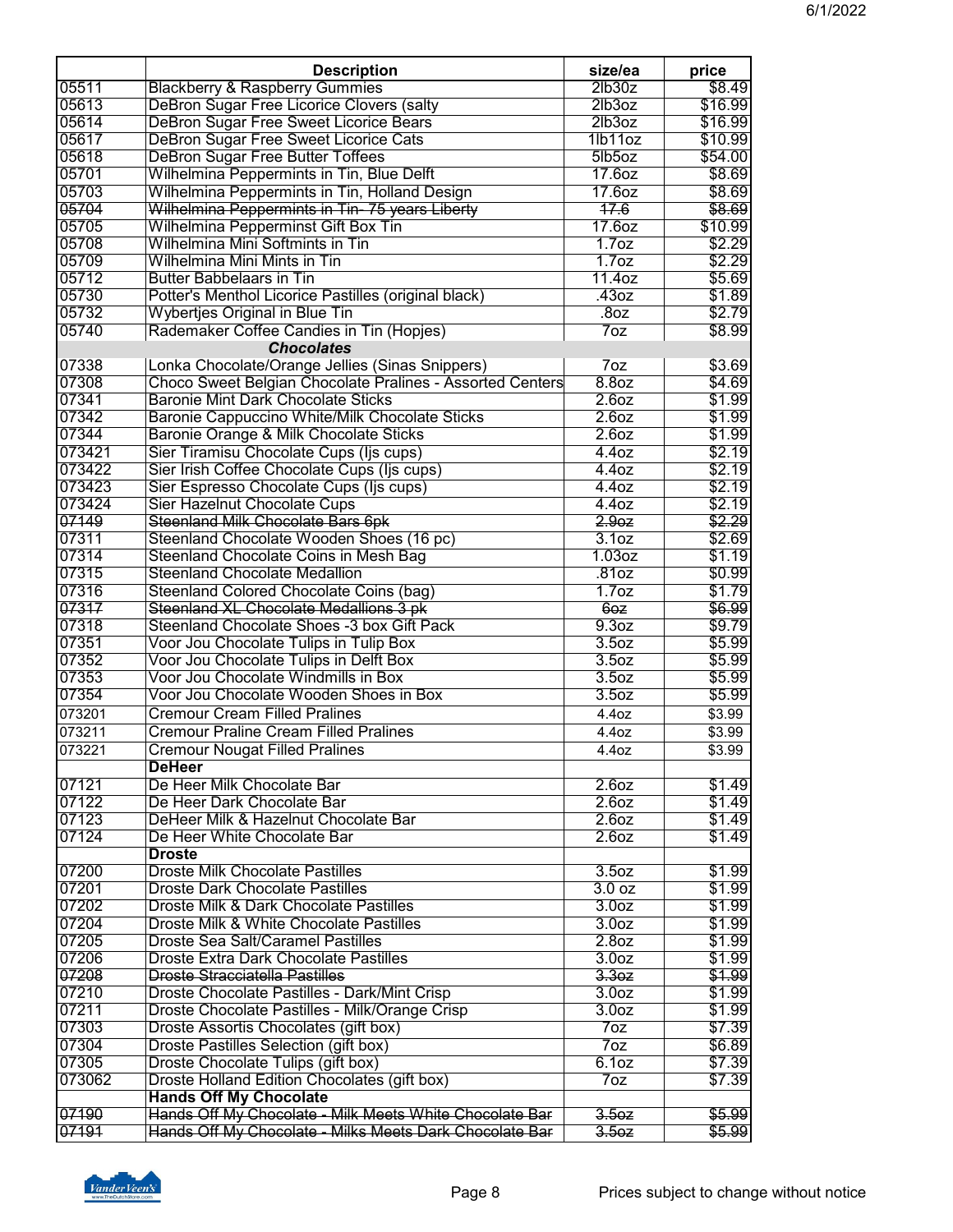6/1/2022

| | Description | size/ea | price |
|---|---|---|---|
| 05511 | Blackberry & Raspberry Gummies | 2lb30z | $8.49 |
| 05613 | DeBron Sugar Free Licorice Clovers (salty | 2lb3oz | $16.99 |
| 05614 | DeBron Sugar Free Sweet Licorice Bears | 2lb3oz | $16.99 |
| 05617 | DeBron Sugar Free Sweet Licorice Cats | 1lb11oz | $10.99 |
| 05618 | DeBron Sugar Free Butter Toffees | 5lb5oz | $54.00 |
| 05701 | Wilhelmina Peppermints in Tin, Blue Delft | 17.6oz | $8.69 |
| 05703 | Wilhelmina Peppermints in Tin, Holland Design | 17.6oz | $8.69 |
| ~~05704~~ | ~~Wilhelmina Peppermints in Tin- 75 years Liberty~~ | ~~17.6~~ | ~~$8.69~~ |
| 05705 | Wilhelmina Pepperminst Gift Box Tin | 17.6oz | $10.99 |
| 05708 | Wilhelmina Mini Softmints in Tin | 1.7oz | $2.29 |
| 05709 | Wilhelmina Mini Mints in Tin | 1.7oz | $2.29 |
| 05712 | Butter Babbelaars in Tin | 11.4oz | $5.69 |
| 05730 | Potter's Menthol Licorice Pastilles (original black) | .43oz | $1.89 |
| 05732 | Wybertjes Original in Blue Tin | .8oz | $2.79 |
| 05740 | Rademaker Coffee Candies in Tin (Hopjes) | 7oz | $8.99 |
| | ***Chocolates*** | | |
| 07338 | Lonka Chocolate/Orange Jellies (Sinas Snippers) | 7oz | $3.69 |
| 07308 | Choco Sweet Belgian Chocolate Pralines - Assorted Centers | 8.8oz | $4.69 |
| 07341 | Baronie Mint Dark Chocolate Sticks | 2.6oz | $1.99 |
| 07342 | Baronie Cappuccino White/Milk Chocolate Sticks | 2.6oz | $1.99 |
| 07344 | Baronie Orange & Milk Chocolate Sticks | 2.6oz | $1.99 |
| 073421 | Sier Tiramisu Chocolate Cups (Ijs cups) | 4.4oz | $2.19 |
| 073422 | Sier Irish Coffee Chocolate Cups (Ijs cups) | 4.4oz | $2.19 |
| 073423 | Sier Espresso Chocolate Cups (Ijs cups) | 4.4oz | $2.19 |
| 073424 | Sier Hazelnut Chocolate Cups | 4.4oz | $2.19 |
| ~~07149~~ | ~~Steenland Milk Chocolate Bars 6pk~~ | ~~2.9oz~~ | ~~$2.29~~ |
| 07311 | Steenland Chocolate Wooden Shoes (16 pc) | 3.1oz | $2.69 |
| 07314 | Steenland Chocolate Coins in Mesh Bag | 1.03oz | $1.19 |
| 07315 | Steenland Chocolate Medallion | .81oz | $0.99 |
| 07316 | Steenland Colored Chocolate Coins (bag) | 1.7oz | $1.79 |
| ~~07317~~ | ~~Steenland XL Chocolate Medallions 3 pk~~ | ~~6oz~~ | ~~$6.99~~ |
| 07318 | Steenland Chocolate Shoes -3 box Gift Pack | 9.3oz | $9.79 |
| 07351 | Voor Jou Chocolate Tulips in Tulip Box | 3.5oz | $5.99 |
| 07352 | Voor Jou Chocolate Tulips in Delft Box | 3.5oz | $5.99 |
| 07353 | Voor Jou Chocolate Windmills in Box | 3.5oz | $5.99 |
| 07354 | Voor Jou Chocolate Wooden Shoes in Box | 3.5oz | $5.99 |
| 073201 | Cremour Cream Filled Pralines | 4.4oz | $3.99 |
| 073211 | Cremour Praline Cream Filled Pralines | 4.4oz | $3.99 |
| 073221 | Cremour Nougat Filled Pralines | 4.4oz | $3.99 |
| | **DeHeer** | | |
| 07121 | De Heer Milk Chocolate Bar | 2.6oz | $1.49 |
| 07122 | De Heer Dark Chocolate Bar | 2.6oz | $1.49 |
| 07123 | DeHeer Milk & Hazelnut Chocolate Bar | 2.6oz | $1.49 |
| 07124 | De Heer White Chocolate Bar | 2.6oz | $1.49 |
| | **Droste** | | |
| 07200 | Droste Milk Chocolate Pastilles | 3.5oz | $1.99 |
| 07201 | Droste Dark Chocolate Pastilles | 3.0 oz | $1.99 |
| 07202 | Droste Milk & Dark Chocolate Pastilles | 3.0oz | $1.99 |
| 07204 | Droste Milk & White Chocolate Pastilles | 3.0oz | $1.99 |
| 07205 | Droste Sea Salt/Caramel Pastilles | 2.8oz | $1.99 |
| 07206 | Droste Extra Dark Chocolate Pastilles | 3.0oz | $1.99 |
| ~~07208~~ | ~~Droste Stracciatella Pastilles~~ | ~~3.3oz~~ | ~~$1.99~~ |
| 07210 | Droste Chocolate Pastilles - Dark/Mint Crisp | 3.0oz | $1.99 |
| 07211 | Droste Chocolate Pastilles - Milk/Orange Crisp | 3.0oz | $1.99 |
| 07303 | Droste Assortis Chocolates (gift box) | 7oz | $7.39 |
| 07304 | Droste Pastilles Selection (gift box) | 7oz | $6.89 |
| 07305 | Droste Chocolate Tulips (gift box) | 6.1oz | $7.39 |
| 073062 | Droste Holland Edition Chocolates (gift box) | 7oz | $7.39 |
| | **Hands Off My Chocolate** | | |
| ~~07190~~ | ~~Hands Off My Chocolate - Milk Meets White Chocolate Bar~~ | ~~3.5oz~~ | ~~$5.99~~ |
| ~~07191~~ | ~~Hands Off My Chocolate - Milks Meets Dark Chocolate Bar~~ | ~~3.5oz~~ | ~~$5.99~~ |

Prices subject to change without notice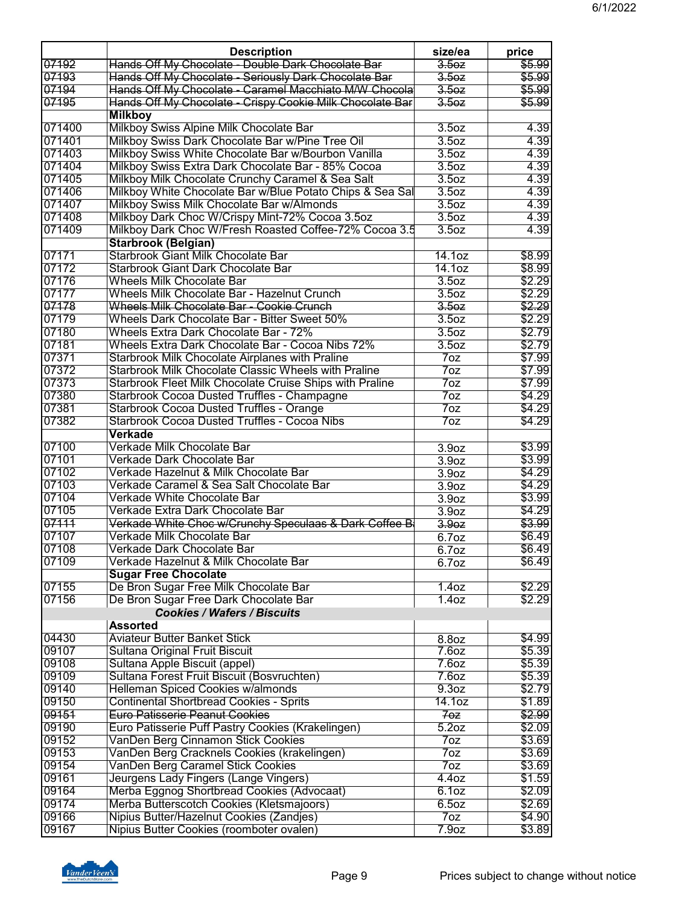| | Description | size/ea | price |
|---|---|---|---|
| ~~07192~~ | ~~Hands Off My Chocolate - Double Dark Chocolate Bar~~ | ~~3.5oz~~ | ~~$5.99~~ |
| ~~07193~~ | ~~Hands Off My Chocolate - Seriously Dark Chocolate Bar~~ | ~~3.5oz~~ | ~~$5.99~~ |
| ~~07194~~ | ~~Hands Off My Chocolate - Caramel Macchiato M/W Chocola~~ | ~~3.5oz~~ | ~~$5.99~~ |
| ~~07195~~ | ~~Hands Off My Chocolate - Crispy Cookie Milk Chocolate Bar~~ | ~~3.5oz~~ | ~~$5.99~~ |
| | **Milkboy** | | |
| 071400 | Milkboy Swiss Alpine Milk Chocolate Bar | 3.5oz | 4.39 |
| 071401 | Milkboy Swiss Dark Chocolate Bar w/Pine Tree Oil | 3.5oz | 4.39 |
| 071403 | Milkboy Swiss White Chocolate Bar w/Bourbon Vanilla | 3.5oz | 4.39 |
| 071404 | Milkboy Swiss Extra Dark Chocolate Bar - 85% Cocoa | 3.5oz | 4.39 |
| 071405 | Milkboy Milk Chocolate Crunchy Caramel & Sea Salt | 3.5oz | 4.39 |
| 071406 | Milkboy White Chocolate Bar w/Blue Potato Chips & Sea Sal | 3.5oz | 4.39 |
| 071407 | Milkboy Swiss Milk Chocolate Bar w/Almonds | 3.5oz | 4.39 |
| 071408 | Milkboy Dark Choc W/Crispy Mint-72% Cocoa 3.5oz | 3.5oz | 4.39 |
| 071409 | Milkboy Dark Choc W/Fresh Roasted Coffee-72% Cocoa 3.5 | 3.5oz | 4.39 |
| | **Starbrook (Belgian)** | | |
| 07171 | Starbrook Giant Milk Chocolate Bar | 14.1oz | $8.99 |
| 07172 | Starbrook Giant Dark Chocolate Bar | 14.1oz | $8.99 |
| 07176 | Wheels Milk Chocolate Bar | 3.5oz | $2.29 |
| 07177 | Wheels Milk Chocolate Bar - Hazelnut Crunch | 3.5oz | $2.29 |
| ~~07178~~ | ~~Wheels Milk Chocolate Bar - Cookie Crunch~~ | ~~3.5oz~~ | ~~$2.29~~ |
| 07179 | Wheels Dark Chocolate Bar - Bitter Sweet 50% | 3.5oz | $2.29 |
| 07180 | Wheels Extra Dark Chocolate Bar - 72% | 3.5oz | $2.79 |
| 07181 | Wheels Extra Dark Chocolate Bar - Cocoa Nibs 72% | 3.5oz | $2.79 |
| 07371 | Starbrook Milk Chocolate Airplanes with Praline | 7oz | $7.99 |
| 07372 | Starbrook Milk Chocolate Classic Wheels with Praline | 7oz | $7.99 |
| 07373 | Starbrook Fleet Milk Chocolate Cruise Ships with Praline | 7oz | $7.99 |
| 07380 | Starbrook Cocoa Dusted Truffles - Champagne | 7oz | $4.29 |
| 07381 | Starbrook Cocoa Dusted Truffles - Orange | 7oz | $4.29 |
| 07382 | Starbrook Cocoa Dusted Truffles - Cocoa Nibs | 7oz | $4.29 |
| | **Verkade** | | |
| 07100 | Verkade Milk Chocolate Bar | 3.9oz | $3.99 |
| 07101 | Verkade Dark Chocolate Bar | 3.9oz | $3.99 |
| 07102 | Verkade Hazelnut & Milk Chocolate Bar | 3.9oz | $4.29 |
| 07103 | Verkade Caramel & Sea Salt Chocolate Bar | 3.9oz | $4.29 |
| 07104 | Verkade White Chocolate Bar | 3.9oz | $3.99 |
| 07105 | Verkade Extra Dark Chocolate Bar | 3.9oz | $4.29 |
| ~~07111~~ | ~~Verkade White Choc w/Crunchy Speculaas & Dark Coffee B~~ | ~~3.9oz~~ | ~~$3.99~~ |
| 07107 | Verkade Milk Chocolate Bar | 6.7oz | $6.49 |
| 07108 | Verkade Dark Chocolate Bar | 6.7oz | $6.49 |
| 07109 | Verkade Hazelnut & Milk Chocolate Bar | 6.7oz | $6.49 |
| | **Sugar Free Chocolate** | | |
| 07155 | De Bron Sugar Free Milk Chocolate Bar | 1.4oz | $2.29 |
| 07156 | De Bron Sugar Free Dark Chocolate Bar | 1.4oz | $2.29 |
| | ***Cookies / Wafers / Biscuits*** | | |
| | **Assorted** | | |
| 04430 | Aviateur Butter Banket Stick | 8.8oz | $4.99 |
| 09107 | Sultana Original Fruit Biscuit | 7.6oz | $5.39 |
| 09108 | Sultana Apple Biscuit (appel) | 7.6oz | $5.39 |
| 09109 | Sultana Forest Fruit Biscuit (Bosvruchten) | 7.6oz | $5.39 |
| 09140 | Helleman Spiced Cookies w/almonds | 9.3oz | $2.79 |
| 09150 | Continental Shortbread Cookies - Sprits | 14.1oz | $1.89 |
| ~~09151~~ | ~~Euro Patisserie Peanut Cookies~~ | ~~7oz~~ | ~~$2.99~~ |
| 09190 | Euro Patisserie Puff Pastry Cookies (Krakelingen) | 5.2oz | $2.09 |
| 09152 | VanDen Berg Cinnamon Stick Cookies | 7oz | $3.69 |
| 09153 | VanDen Berg Cracknels Cookies (krakelingen) | 7oz | $3.69 |
| 09154 | VanDen Berg Caramel Stick Cookies | 7oz | $3.69 |
| 09161 | Jeurgens Lady Fingers (Lange Vingers) | 4.4oz | $1.59 |
| 09164 | Merba Eggnog Shortbread Cookies (Advocaat) | 6.1oz | $2.09 |
| 09174 | Merba Butterscotch Cookies (Kletsmajoors) | 6.5oz | $2.69 |
| 09166 | Nipius Butter/Hazelnut Cookies (Zandjes) | 7oz | $4.90 |
| 09167 | Nipius Butter Cookies (roomboter ovalen) | 7.9oz | $3.89 |

Prices subject to change without notice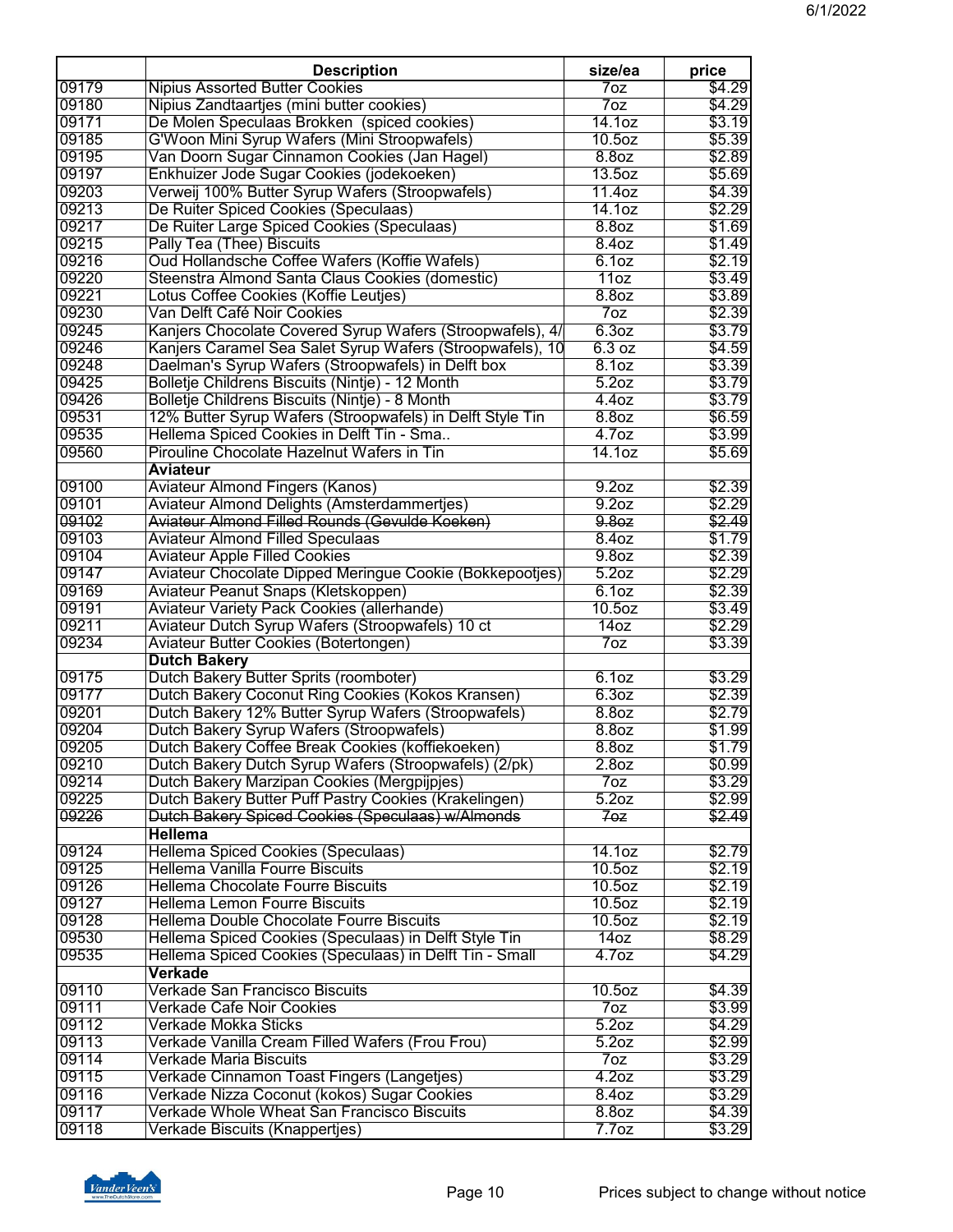| | Description | size/ea | price |
|---|---|---|---|
| 09179 | Nipius Assorted Butter Cookies | 7oz | $4.29 |
| 09180 | Nipius Zandtaartjes (mini butter cookies) | 7oz | $4.29 |
| 09171 | De Molen Speculaas Brokken (spiced cookies) | 14.1oz | $3.19 |
| 09185 | G'Woon Mini Syrup Wafers (Mini Stroopwafels) | 10.5oz | $5.39 |
| 09195 | Van Doorn Sugar Cinnamon Cookies (Jan Hagel) | 8.8oz | $2.89 |
| 09197 | Enkhuizer Jode Sugar Cookies (jodekoeken) | 13.5oz | $5.69 |
| 09203 | Verweij 100% Butter Syrup Wafers (Stroopwafels) | 11.4oz | $4.39 |
| 09213 | De Ruiter Spiced Cookies (Speculaas) | 14.1oz | $2.29 |
| 09217 | De Ruiter Large Spiced Cookies (Speculaas) | 8.8oz | $1.69 |
| 09215 | Pally Tea (Thee) Biscuits | 8.4oz | $1.49 |
| 09216 | Oud Hollandsche Coffee Wafers (Koffie Wafels) | 6.1oz | $2.19 |
| 09220 | Steenstra Almond Santa Claus Cookies (domestic) | 11oz | $3.49 |
| 09221 | Lotus Coffee Cookies (Koffie Leutjes) | 8.8oz | $3.89 |
| 09230 | Van Delft Café Noir Cookies | 7oz | $2.39 |
| 09245 | Kanjers Chocolate Covered Syrup Wafers (Stroopwafels), 4/ | 6.3oz | $3.79 |
| 09246 | Kanjers Caramel Sea Salet Syrup Wafers (Stroopwafels), 10 | 6.3 oz | $4.59 |
| 09248 | Daelman's Syrup Wafers (Stroopwafels) in Delft box | 8.1oz | $3.39 |
| 09425 | Bolletje Childrens Biscuits (Nintje) - 12 Month | 5.2oz | $3.79 |
| 09426 | Bolletje Childrens Biscuits (Nintje) - 8 Month | 4.4oz | $3.79 |
| 09531 | 12% Butter Syrup Wafers (Stroopwafels) in Delft Style Tin | 8.8oz | $6.59 |
| 09535 | Hellema Spiced Cookies in Delft Tin - Sma.. | 4.7oz | $3.99 |
| 09560 | Pirouline Chocolate Hazelnut Wafers in Tin | 14.1oz | $5.69 |
| | **Aviateur** | | |
| 09100 | Aviateur Almond Fingers (Kanos) | 9.2oz | $2.39 |
| 09101 | Aviateur Almond Delights (Amsterdammertjes) | 9.2oz | $2.29 |
| ~~09102~~ | ~~Aviateur Almond Filled Rounds (Gevulde Koeken)~~ | ~~9.8oz~~ | ~~$2.49~~ |
| 09103 | Aviateur Almond Filled Speculaas | 8.4oz | $1.79 |
| 09104 | Aviateur Apple Filled Cookies | 9.8oz | $2.39 |
| 09147 | Aviateur Chocolate Dipped Meringue Cookie (Bokkepootjes) | 5.2oz | $2.29 |
| 09169 | Aviateur Peanut Snaps (Kletskoppen) | 6.1oz | $2.39 |
| 09191 | Aviateur Variety Pack Cookies (allerhande) | 10.5oz | $3.49 |
| 09211 | Aviateur Dutch Syrup Wafers (Stroopwafels) 10 ct | 14oz | $2.29 |
| 09234 | Aviateur Butter Cookies (Botertongen) | 7oz | $3.39 |
| | **Dutch Bakery** | | |
| 09175 | Dutch Bakery Butter Sprits (roomboter) | 6.1oz | $3.29 |
| 09177 | Dutch Bakery Coconut Ring Cookies (Kokos Kransen) | 6.3oz | $2.39 |
| 09201 | Dutch Bakery 12% Butter Syrup Wafers (Stroopwafels) | 8.8oz | $2.79 |
| 09204 | Dutch Bakery Syrup Wafers (Stroopwafels) | 8.8oz | $1.99 |
| 09205 | Dutch Bakery Coffee Break Cookies (koffiekoeken) | 8.8oz | $1.79 |
| 09210 | Dutch Bakery Dutch Syrup Wafers (Stroopwafels) (2/pk) | 2.8oz | $0.99 |
| 09214 | Dutch Bakery Marzipan Cookies (Mergpijpjes) | 7oz | $3.29 |
| 09225 | Dutch Bakery Butter Puff Pastry Cookies (Krakelingen) | 5.2oz | $2.99 |
| ~~09226~~ | ~~Dutch Bakery Spiced Cookies (Speculaas) w/Almonds~~ | ~~7oz~~ | ~~$2.49~~ |
| | **Hellema** | | |
| 09124 | Hellema Spiced Cookies (Speculaas) | 14.1oz | $2.79 |
| 09125 | Hellema Vanilla Fourre Biscuits | 10.5oz | $2.19 |
| 09126 | Hellema Chocolate Fourre Biscuits | 10.5oz | $2.19 |
| 09127 | Hellema Lemon Fourre Biscuits | 10.5oz | $2.19 |
| 09128 | Hellema Double Chocolate Fourre Biscuits | 10.5oz | $2.19 |
| 09530 | Hellema Spiced Cookies (Speculaas) in Delft Style Tin | 14oz | $8.29 |
| 09535 | Hellema Spiced Cookies (Speculaas) in Delft Tin - Small | 4.7oz | $4.29 |
| | **Verkade** | | |
| 09110 | Verkade San Francisco Biscuits | 10.5oz | $4.39 |
| 09111 | Verkade Cafe Noir Cookies | 7oz | $3.99 |
| 09112 | Verkade Mokka Sticks | 5.2oz | $4.29 |
| 09113 | Verkade Vanilla Cream Filled Wafers (Frou Frou) | 5.2oz | $2.99 |
| 09114 | Verkade Maria Biscuits | 7oz | $3.29 |
| 09115 | Verkade Cinnamon Toast Fingers (Langetjes) | 4.2oz | $3.29 |
| 09116 | Verkade Nizza Coconut (kokos) Sugar Cookies | 8.4oz | $3.29 |
| 09117 | Verkade Whole Wheat San Francisco Biscuits | 8.8oz | $4.39 |
| 09118 | Verkade Biscuits (Knappertjes) | 7.7oz | $3.29 |

Prices subject to change without notice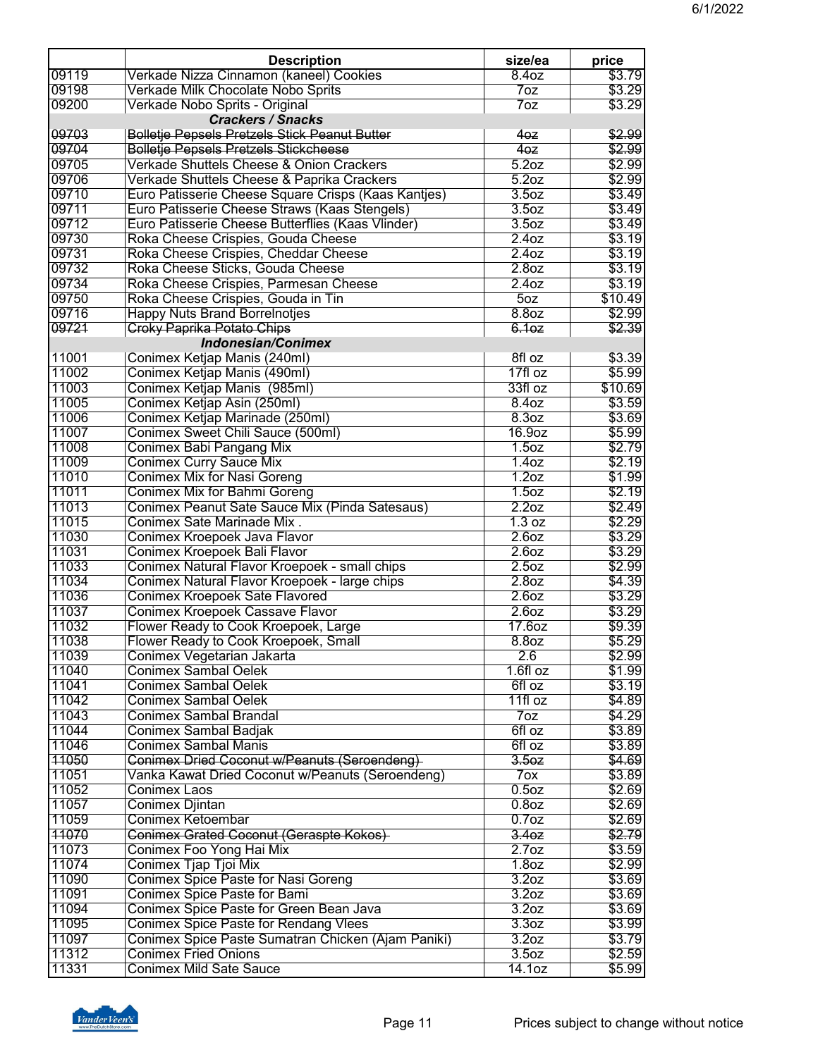| | Description | size/ea | price |
|---|---|---|---|
| 09119 | Verkade Nizza Cinnamon (kaneel) Cookies | 8.4oz | $3.79 |
| 09198 | Verkade Milk Chocolate Nobo Sprits | 7oz | $3.29 |
| 09200 | Verkade Nobo Sprits - Original | 7oz | $3.29 |
| | ***Crackers / Snacks*** | | |
| ~~09703~~ | ~~Bolletje Pepsels Pretzels Stick Peanut Butter~~ | ~~4oz~~ | ~~$2.99~~ |
| ~~09704~~ | ~~Bolletje Pepsels Pretzels Stickcheese~~ | ~~4oz~~ | ~~$2.99~~ |
| 09705 | Verkade Shuttels Cheese & Onion Crackers | 5.2oz | $2.99 |
| 09706 | Verkade Shuttels Cheese & Paprika Crackers | 5.2oz | $2.99 |
| 09710 | Euro Patisserie Cheese Square Crisps (Kaas Kantjes) | 3.5oz | $3.49 |
| 09711 | Euro Patisserie Cheese Straws (Kaas Stengels) | 3.5oz | $3.49 |
| 09712 | Euro Patisserie Cheese Butterflies (Kaas Vlinder) | 3.5oz | $3.49 |
| 09730 | Roka Cheese Crispies, Gouda Cheese | 2.4oz | $3.19 |
| 09731 | Roka Cheese Crispies, Cheddar Cheese | 2.4oz | $3.19 |
| 09732 | Roka Cheese Sticks, Gouda Cheese | 2.8oz | $3.19 |
| 09734 | Roka Cheese Crispies, Parmesan Cheese | 2.4oz | $3.19 |
| 09750 | Roka Cheese Crispies, Gouda in Tin | 5oz | $10.49 |
| 09716 | Happy Nuts Brand Borrelnotjes | 8.8oz | $2.99 |
| ~~09721~~ | ~~Croky Paprika Potato Chips~~ | ~~6.1oz~~ | ~~$2.39~~ |
| | ***Indonesian/Conimex*** | | |
| 11001 | Conimex Ketjap Manis (240ml) | 8fl oz | $3.39 |
| 11002 | Conimex Ketjap Manis (490ml) | 17fl oz | $5.99 |
| 11003 | Conimex Ketjap Manis (985ml) | 33fl oz | $10.69 |
| 11005 | Conimex Ketjap Asin (250ml) | 8.4oz | $3.59 |
| 11006 | Conimex Ketjap Marinade (250ml) | 8.3oz | $3.69 |
| 11007 | Conimex Sweet Chili Sauce (500ml) | 16.9oz | $5.99 |
| 11008 | Conimex Babi Pangang Mix | 1.5oz | $2.79 |
| 11009 | Conimex Curry Sauce Mix | 1.4oz | $2.19 |
| 11010 | Conimex Mix for Nasi Goreng | 1.2oz | $1.99 |
| 11011 | Conimex Mix for Bahmi Goreng | 1.5oz | $2.19 |
| 11013 | Conimex Peanut Sate Sauce Mix (Pinda Satesaus) | 2.2oz | $2.49 |
| 11015 | Conimex Sate Marinade Mix . | 1.3 oz | $2.29 |
| 11030 | Conimex Kroepoek Java Flavor | 2.6oz | $3.29 |
| 11031 | Conimex Kroepoek Bali Flavor | 2.6oz | $3.29 |
| 11033 | Conimex Natural Flavor Kroepoek - small chips | 2.5oz | $2.99 |
| 11034 | Conimex Natural Flavor Kroepoek - large chips | 2.8oz | $4.39 |
| 11036 | Conimex Kroepoek Sate Flavored | 2.6oz | $3.29 |
| 11037 | Conimex Kroepoek Cassave Flavor | 2.6oz | $3.29 |
| 11032 | Flower Ready to Cook Kroepoek, Large | 17.6oz | $9.39 |
| 11038 | Flower Ready to Cook Kroepoek, Small | 8.8oz | $5.29 |
| 11039 | Conimex Vegetarian Jakarta | 2.6 | $2.99 |
| 11040 | Conimex Sambal Oelek | 1.6fl oz | $1.99 |
| 11041 | Conimex Sambal Oelek | 6fl oz | $3.19 |
| 11042 | Conimex Sambal Oelek | 11fl oz | $4.89 |
| 11043 | Conimex Sambal Brandal | 7oz | $4.29 |
| 11044 | Conimex Sambal Badjak | 6fl oz | $3.89 |
| 11046 | Conimex Sambal Manis | 6fl oz | $3.89 |
| ~~11050~~ | ~~Conimex Dried Coconut w/Peanuts (Seroendeng)~~ | ~~3.5oz~~ | ~~$4.69~~ |
| 11051 | Vanka Kawat Dried Coconut w/Peanuts (Seroendeng) | 7ox | $3.89 |
| 11052 | Conimex Laos | 0.5oz | $2.69 |
| 11057 | Conimex Djintan | 0.8oz | $2.69 |
| 11059 | Conimex Ketoembar | 0.7oz | $2.69 |
| ~~11070~~ | ~~Conimex Grated Coconut (Geraspte Kokos)~~ | ~~3.4oz~~ | ~~$2.79~~ |
| 11073 | Conimex Foo Yong Hai Mix | 2.7oz | $3.59 |
| 11074 | Conimex Tjap Tjoi Mix | 1.8oz | $2.99 |
| 11090 | Conimex Spice Paste for Nasi Goreng | 3.2oz | $3.69 |
| 11091 | Conimex Spice Paste for Bami | 3.2oz | $3.69 |
| 11094 | Conimex Spice Paste for Green Bean Java | 3.2oz | $3.69 |
| 11095 | Conimex Spice Paste for Rendang Vlees | 3.3oz | $3.99 |
| 11097 | Conimex Spice Paste Sumatran Chicken (Ajam Paniki) | 3.2oz | $3.79 |
| 11312 | Conimex Fried Onions | 3.5oz | $2.59 |
| 11331 | Conimex Mild Sate Sauce | 14.1oz | $5.99 |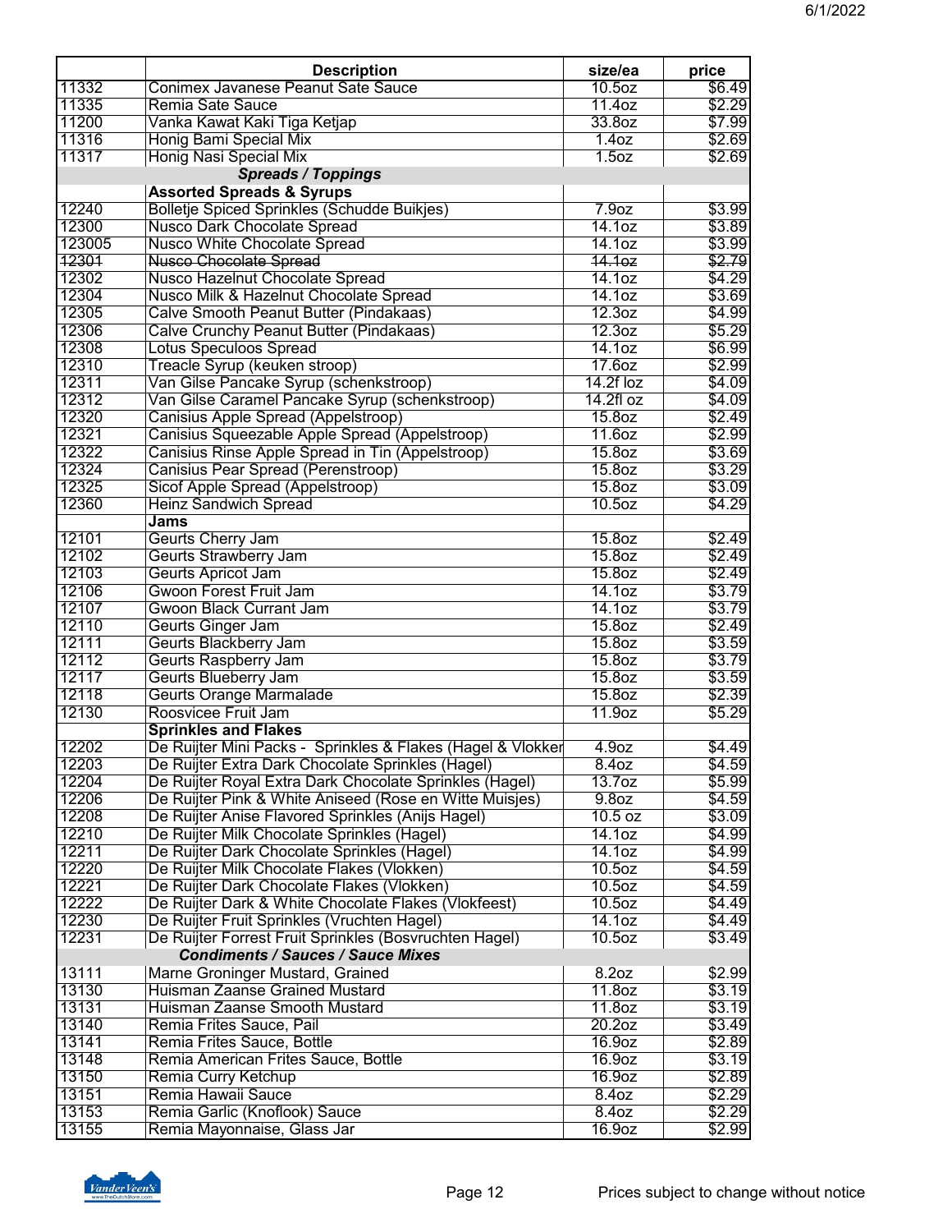| | Description | size/ea | price |
|---|---|---|---|
| 11332 | Conimex Javanese Peanut Sate Sauce | 10.5oz | $6.49 |
| 11335 | Remia Sate Sauce | 11.4oz | $2.29 |
| 11200 | Vanka Kawat Kaki Tiga Ketjap | 33.8oz | $7.99 |
| 11316 | Honig Bami Special Mix | 1.4oz | $2.69 |
| 11317 | Honig Nasi Special Mix | 1.5oz | $2.69 |
| | ***Spreads / Toppings*** | | |
| | **Assorted Spreads & Syrups** | | |
| 12240 | Bolletje Spiced Sprinkles (Schudde Buikjes) | 7.9oz | $3.99 |
| 12300 | Nusco Dark Chocolate Spread | 14.1oz | $3.89 |
| 123005 | Nusco White Chocolate Spread | 14.1oz | $3.99 |
| ~~12301~~ | ~~Nusco Chocolate Spread~~ | ~~14.1oz~~ | ~~$2.79~~ |
| 12302 | Nusco Hazelnut Chocolate Spread | 14.1oz | $4.29 |
| 12304 | Nusco Milk & Hazelnut Chocolate Spread | 14.1oz | $3.69 |
| 12305 | Calve Smooth Peanut Butter (Pindakaas) | 12.3oz | $4.99 |
| 12306 | Calve Crunchy Peanut Butter (Pindakaas) | 12.3oz | $5.29 |
| 12308 | Lotus Speculoos Spread | 14.1oz | $6.99 |
| 12310 | Treacle Syrup (keuken stroop) | 17.6oz | $2.99 |
| 12311 | Van Gilse Pancake Syrup (schenkstroop) | 14.2f loz | $4.09 |
| 12312 | Van Gilse Caramel Pancake Syrup (schenkstroop) | 14.2fl oz | $4.09 |
| 12320 | Canisius Apple Spread (Appelstroop) | 15.8oz | $2.49 |
| 12321 | Canisius Squeezable Apple Spread (Appelstroop) | 11.6oz | $2.99 |
| 12322 | Canisius Rinse Apple Spread in Tin (Appelstroop) | 15.8oz | $3.69 |
| 12324 | Canisius Pear Spread (Perenstroop) | 15.8oz | $3.29 |
| 12325 | Sicof Apple Spread (Appelstroop) | 15.8oz | $3.09 |
| 12360 | Heinz Sandwich Spread | 10.5oz | $4.29 |
| | **Jams** | | |
| 12101 | Geurts Cherry Jam | 15.8oz | $2.49 |
| 12102 | Geurts Strawberry Jam | 15.8oz | $2.49 |
| 12103 | Geurts Apricot Jam | 15.8oz | $2.49 |
| 12106 | Gwoon Forest Fruit Jam | 14.1oz | $3.79 |
| 12107 | Gwoon Black Currant Jam | 14.1oz | $3.79 |
| 12110 | Geurts Ginger Jam | 15.8oz | $2.49 |
| 12111 | Geurts Blackberry Jam | 15.8oz | $3.59 |
| 12112 | Geurts Raspberry Jam | 15.8oz | $3.79 |
| 12117 | Geurts Blueberry Jam | 15.8oz | $3.59 |
| 12118 | Geurts Orange Marmalade | 15.8oz | $2.39 |
| 12130 | Roosvicee Fruit Jam | 11.9oz | $5.29 |
| | **Sprinkles and Flakes** | | |
| 12202 | De Ruijter Mini Packs - Sprinkles & Flakes (Hagel & Vlokker | 4.9oz | $4.49 |
| 12203 | De Ruijter Extra Dark Chocolate Sprinkles (Hagel) | 8.4oz | $4.59 |
| 12204 | De Ruijter Royal Extra Dark Chocolate Sprinkles (Hagel) | 13.7oz | $5.99 |
| 12206 | De Ruijter Pink & White Aniseed (Rose en Witte Muisjes) | 9.8oz | $4.59 |
| 12208 | De Ruijter Anise Flavored Sprinkles (Anijs Hagel) | 10.5 oz | $3.09 |
| 12210 | De Ruijter Milk Chocolate Sprinkles (Hagel) | 14.1oz | $4.99 |
| 12211 | De Ruijter Dark Chocolate Sprinkles (Hagel) | 14.1oz | $4.99 |
| 12220 | De Ruijter Milk Chocolate Flakes (Vlokken) | 10.5oz | $4.59 |
| 12221 | De Ruijter Dark Chocolate Flakes (Vlokken) | 10.5oz | $4.59 |
| 12222 | De Ruijter Dark & White Chocolate Flakes (Vlokfeest) | 10.5oz | $4.49 |
| 12230 | De Ruijter Fruit Sprinkles (Vruchten Hagel) | 14.1oz | $4.49 |
| 12231 | De Ruijter Forrest Fruit Sprinkles (Bosvruchten Hagel) | 10.5oz | $3.49 |
| | ***Condiments / Sauces / Sauce Mixes*** | | |
| 13111 | Marne Groninger Mustard, Grained | 8.2oz | $2.99 |
| 13130 | Huisman Zaanse Grained Mustard | 11.8oz | $3.19 |
| 13131 | Huisman Zaanse Smooth Mustard | 11.8oz | $3.19 |
| 13140 | Remia Frites Sauce, Pail | 20.2oz | $3.49 |
| 13141 | Remia Frites Sauce, Bottle | 16.9oz | $2.89 |
| 13148 | Remia American Frites Sauce, Bottle | 16.9oz | $3.19 |
| 13150 | Remia Curry Ketchup | 16.9oz | $2.89 |
| 13151 | Remia Hawaii Sauce | 8.4oz | $2.29 |
| 13153 | Remia Garlic (Knoflook) Sauce | 8.4oz | $2.29 |
| 13155 | Remia Mayonnaise, Glass Jar | 16.9oz | $2.99 |

Prices subject to change without notice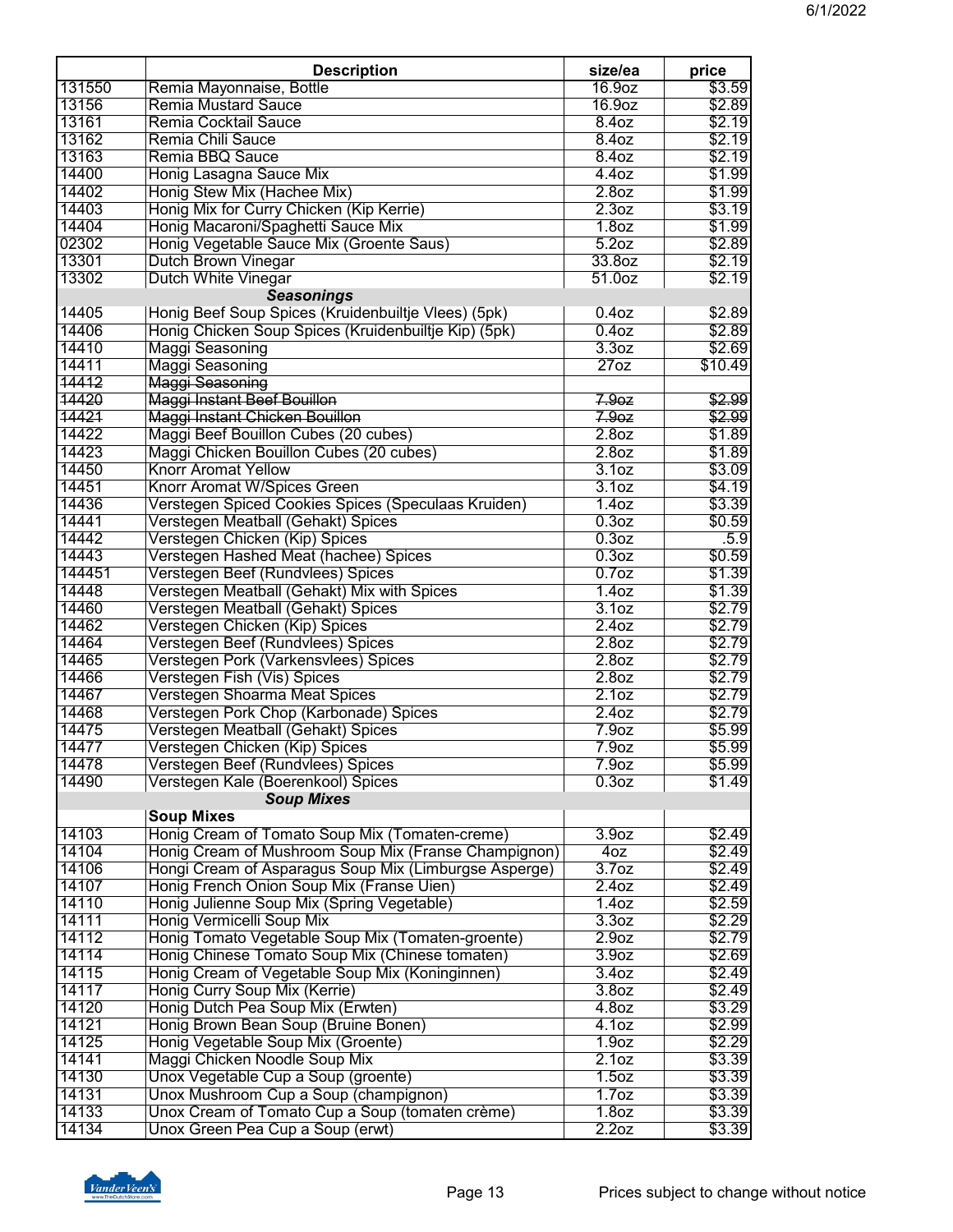| | Description | size/ea | price |
|---|---|---|---|
| 131550 | Remia Mayonnaise, Bottle | 16.9oz | $3.59 |
| 13156 | Remia Mustard Sauce | 16.9oz | $2.89 |
| 13161 | Remia Cocktail Sauce | 8.4oz | $2.19 |
| 13162 | Remia Chili Sauce | 8.4oz | $2.19 |
| 13163 | Remia BBQ Sauce | 8.4oz | $2.19 |
| 14400 | Honig Lasagna Sauce Mix | 4.4oz | $1.99 |
| 14402 | Honig Stew Mix (Hachee Mix) | 2.8oz | $1.99 |
| 14403 | Honig Mix for Curry Chicken (Kip Kerrie) | 2.3oz | $3.19 |
| 14404 | Honig Macaroni/Spaghetti Sauce Mix | 1.8oz | $1.99 |
| 02302 | Honig Vegetable Sauce Mix (Groente Saus) | 5.2oz | $2.89 |
| 13301 | Dutch Brown Vinegar | 33.8oz | $2.19 |
| 13302 | Dutch White Vinegar | 51.0oz | $2.19 |
| | ***Seasonings*** | | |
| 14405 | Honig Beef Soup Spices (Kruidenbuiltje Vlees) (5pk) | 0.4oz | $2.89 |
| 14406 | Honig Chicken Soup Spices (Kruidenbuiltje Kip) (5pk) | 0.4oz | $2.89 |
| 14410 | Maggi Seasoning | 3.3oz | $2.69 |
| 14411 | Maggi Seasoning | 27oz | $10.49 |
| ~~14412~~ | ~~Maggi Seasoning~~ | | |
| ~~14420~~ | ~~Maggi Instant Beef Bouillon~~ | ~~7.9oz~~ | ~~$2.99~~ |
| ~~14421~~ | ~~Maggi Instant Chicken Bouillon~~ | ~~7.9oz~~ | ~~$2.99~~ |
| 14422 | Maggi Beef Bouillon Cubes (20 cubes) | 2.8oz | $1.89 |
| 14423 | Maggi Chicken Bouillon Cubes (20 cubes) | 2.8oz | $1.89 |
| 14450 | Knorr Aromat Yellow | 3.1oz | $3.09 |
| 14451 | Knorr Aromat W/Spices Green | 3.1oz | $4.19 |
| 14436 | Verstegen Spiced Cookies Spices (Speculaas Kruiden) | 1.4oz | $3.39 |
| 14441 | Verstegen Meatball (Gehakt) Spices | 0.3oz | $0.59 |
| 14442 | Verstegen Chicken (Kip) Spices | 0.3oz | .5.9 |
| 14443 | Verstegen Hashed Meat (hachee) Spices | 0.3oz | $0.59 |
| 144451 | Verstegen Beef (Rundvlees) Spices | 0.7oz | $1.39 |
| 14448 | Verstegen Meatball (Gehakt) Mix with Spices | 1.4oz | $1.39 |
| 14460 | Verstegen Meatball (Gehakt) Spices | 3.1oz | $2.79 |
| 14462 | Verstegen Chicken (Kip) Spices | 2.4oz | $2.79 |
| 14464 | Verstegen Beef (Rundvlees) Spices | 2.8oz | $2.79 |
| 14465 | Verstegen Pork (Varkensvlees) Spices | 2.8oz | $2.79 |
| 14466 | Verstegen Fish (Vis) Spices | 2.8oz | $2.79 |
| 14467 | Verstegen Shoarma Meat Spices | 2.1oz | $2.79 |
| 14468 | Verstegen Pork Chop (Karbonade) Spices | 2.4oz | $2.79 |
| 14475 | Verstegen Meatball (Gehakt) Spices | 7.9oz | $5.99 |
| 14477 | Verstegen Chicken (Kip) Spices | 7.9oz | $5.99 |
| 14478 | Verstegen Beef (Rundvlees) Spices | 7.9oz | $5.99 |
| 14490 | Verstegen Kale (Boerenkool) Spices | 0.3oz | $1.49 |
| | ***Soup Mixes*** | | |
| | **Soup Mixes** | | |
| 14103 | Honig Cream of Tomato Soup Mix (Tomaten-creme) | 3.9oz | $2.49 |
| 14104 | Honig Cream of Mushroom Soup Mix (Franse Champignon) | 4oz | $2.49 |
| 14106 | Hongi Cream of Asparagus Soup Mix (Limburgse Asperge) | 3.7oz | $2.49 |
| 14107 | Honig French Onion Soup Mix (Franse Uien) | 2.4oz | $2.49 |
| 14110 | Honig Julienne Soup Mix (Spring Vegetable) | 1.4oz | $2.59 |
| 14111 | Honig Vermicelli Soup Mix | 3.3oz | $2.29 |
| 14112 | Honig Tomato Vegetable Soup Mix (Tomaten-groente) | 2.9oz | $2.79 |
| 14114 | Honig Chinese Tomato Soup Mix (Chinese tomaten) | 3.9oz | $2.69 |
| 14115 | Honig Cream of Vegetable Soup Mix (Koninginnen) | 3.4oz | $2.49 |
| 14117 | Honig Curry Soup Mix (Kerrie) | 3.8oz | $2.49 |
| 14120 | Honig Dutch Pea Soup Mix (Erwten) | 4.8oz | $3.29 |
| 14121 | Honig Brown Bean Soup (Bruine Bonen) | 4.1oz | $2.99 |
| 14125 | Honig Vegetable Soup Mix (Groente) | 1.9oz | $2.29 |
| 14141 | Maggi Chicken Noodle Soup Mix | 2.1oz | $3.39 |
| 14130 | Unox Vegetable Cup a Soup (groente) | 1.5oz | $3.39 |
| 14131 | Unox Mushroom Cup a Soup (champignon) | 1.7oz | $3.39 |
| 14133 | Unox Cream of Tomato Cup a Soup (tomaten crème) | 1.8oz | $3.39 |
| 14134 | Unox Green Pea Cup a Soup (erwt) | 2.2oz | $3.39 |

Prices subject to change without notice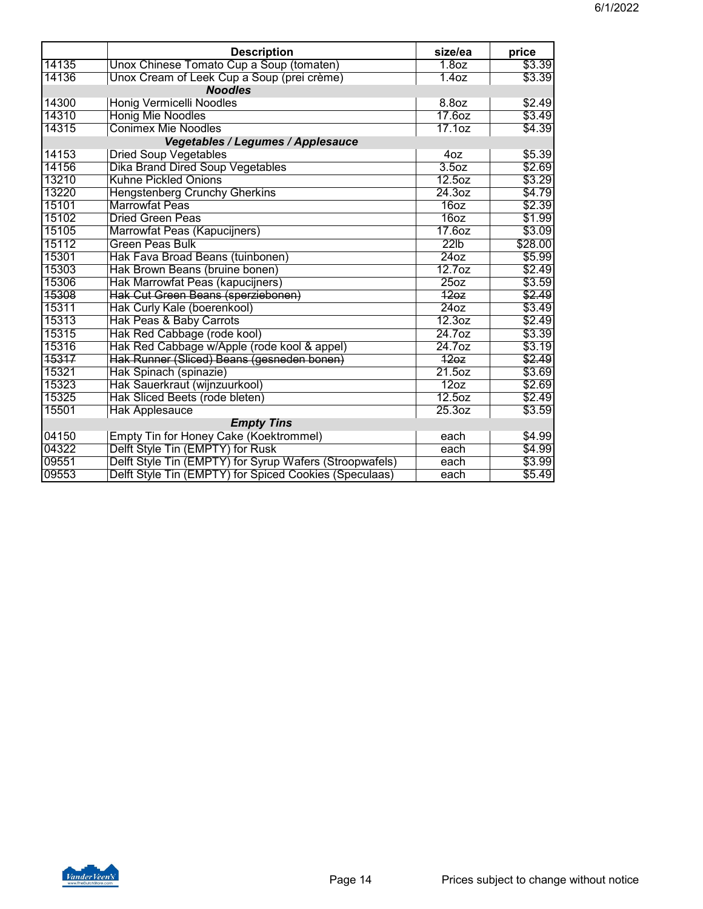| | Description | size/ea | price |
|---|---|---|---|
| 14135 | Unox Chinese Tomato Cup a Soup (tomaten) | 1.8oz | $3.39 |
| 14136 | Unox Cream of Leek Cup a Soup (prei crème) | 1.4oz | $3.39 |
| | ***Noodles*** | | |
| 14300 | Honig Vermicelli Noodles | 8.8oz | $2.49 |
| 14310 | Honig Mie Noodles | 17.6oz | $3.49 |
| 14315 | Conimex Mie Noodles | 17.1oz | $4.39 |
| | ***Vegetables / Legumes / Applesauce*** | | |
| 14153 | Dried Soup Vegetables | 4oz | $5.39 |
| 14156 | Dika Brand Dired Soup Vegetables | 3.5oz | $2.69 |
| 13210 | Kuhne Pickled Onions | 12.5oz | $3.29 |
| 13220 | Hengstenberg Crunchy Gherkins | 24.3oz | $4.79 |
| 15101 | Marrowfat Peas | 16oz | $2.39 |
| 15102 | Dried Green Peas | 16oz | $1.99 |
| 15105 | Marrowfat Peas (Kapucijners) | 17.6oz | $3.09 |
| 15112 | Green Peas Bulk | 22lb | $28.00 |
| 15301 | Hak Fava Broad Beans (tuinbonen) | 24oz | $5.99 |
| 15303 | Hak Brown Beans (bruine bonen) | 12.7oz | $2.49 |
| 15306 | Hak Marrowfat Peas (kapucijners) | 25oz | $3.59 |
| ~~15308~~ | ~~Hak Cut Green Beans (sperziebonen)~~ | ~~12oz~~ | ~~$2.49~~ |
| 15311 | Hak Curly Kale (boerenkool) | 24oz | $3.49 |
| 15313 | Hak Peas & Baby Carrots | 12.3oz | $2.49 |
| 15315 | Hak Red Cabbage (rode kool) | 24.7oz | $3.39 |
| 15316 | Hak Red Cabbage w/Apple (rode kool & appel) | 24.7oz | $3.19 |
| ~~15317~~ | ~~Hak Runner (Sliced) Beans (gesneden bonen)~~ | ~~12oz~~ | ~~$2.49~~ |
| 15321 | Hak Spinach (spinazie) | 21.5oz | $3.69 |
| 15323 | Hak Sauerkraut (wijnzuurkool) | 12oz | $2.69 |
| 15325 | Hak Sliced Beets (rode bleten) | 12.5oz | $2.49 |
| 15501 | Hak Applesauce | 25.3oz | $3.59 |
| | ***Empty Tins*** | | |
| 04150 | Empty Tin for Honey Cake (Koektrommel) | each | $4.99 |
| 04322 | Delft Style Tin (EMPTY) for Rusk | each | $4.99 |
| 09551 | Delft Style Tin (EMPTY) for Syrup Wafers (Stroopwafels) | each | $3.99 |
| 09553 | Delft Style Tin (EMPTY) for Spiced Cookies (Speculaas) | each | $5.49 |

Prices subject to change without notice